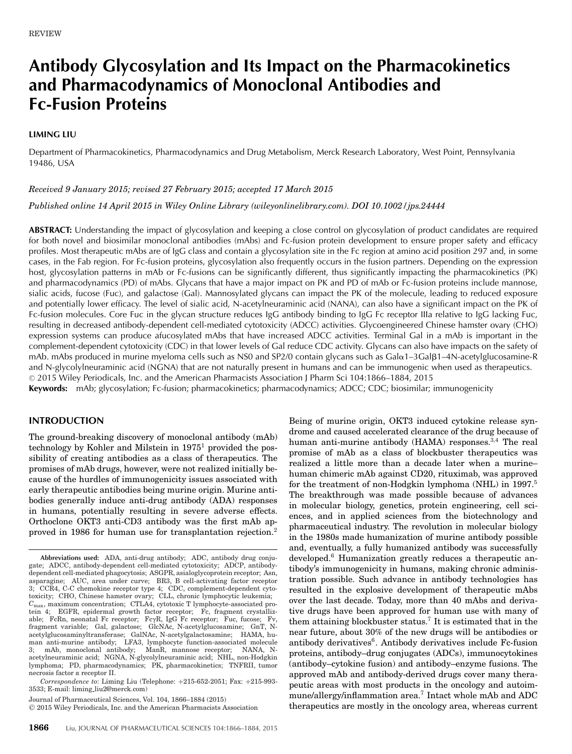REVIEW

# Antibody Glycosylation and Its Impact on the Pharmacokinetics and Pharmacodynamics of Monoclonal Antibodies and Fc-Fusion Proteins

**LIMING LIU**

Department of Pharmacokinetics, Pharmacodynamics and Drug Metabolism, Merck Research Laboratory, West Point, Pennsylvania 19486, USA

*Received 9 January 2015; revised 27 February 2015; accepted 17 March 2015*

*Published online 14 April 2015 in Wiley Online Library (wileyonlinelibrary.com). DOI 10.1002/jps.24444*

**ABSTRACT:** Understanding the impact of glycosylation and keeping a close control on glycosylation of product candidates are required for both novel and biosimilar monoclonal antibodies (mAbs) and Fc-fusion protein development to ensure proper safety and efficacy profiles. Most therapeutic mAbs are of IgG class and contain a glycosylation site in the Fc region at amino acid position 297 and, in some cases, in the Fab region. For Fc-fusion proteins, glycosylation also frequently occurs in the fusion partners. Depending on the expression host, glycosylation patterns in mAb or Fc-fusions can be significantly different, thus significantly impacting the pharmacokinetics (PK) and pharmacodynamics (PD) of mAbs. Glycans that have a major impact on PK and PD of mAb or Fc-fusion proteins include mannose, sialic acids, fucose (Fuc), and galactose (Gal). Mannosylated glycans can impact the PK of the molecule, leading to reduced exposure and potentially lower efficacy. The level of sialic acid, N-acetylneuraminic acid (NANA), can also have a significant impact on the PK of Fc-fusion molecules. Core Fuc in the glycan structure reduces IgG antibody binding to IgG Fc receptor IIIa relative to IgG lacking Fuc, resulting in decreased antibody-dependent cell-mediated cytotoxicity (ADCC) activities. Glycoengineered Chinese hamster ovary (CHO) expression systems can produce afucosylated mAbs that have increased ADCC activities. Terminal Gal in a mAb is important in the complement-dependent cytotoxicity (CDC) in that lower levels of Gal reduce CDC activity. Glycans can also have impacts on the safety of mAb. mAbs produced in murine myeloma cells such as NS0 and SP2/0 contain glycans such as Galα1–3Galβ1–4N-acetylglucosamine-R and N-glycolylneuraminic acid (NGNA) that are not naturally present in humans and can be immunogenic when used as therapeutics. © 2015 Wiley Periodicals, Inc. and the American Pharmacists Association J Pharm Sci 104:1866–1884, 2015

**Keywords:** mAb; glycosylation; Fc-fusion; pharmacokinetics; pharmacodynamics; ADCC; CDC; biosimilar; immunogenicity

## INTRODUCTION

The ground-breaking discovery of monoclonal antibody (mAb) technology by Kohler and Milstein in 1975[1] provided the possibility of creating antibodies as a class of therapeutics. The promises of mAb drugs, however, were not realized initially because of the hurdles of immunogenicity issues associated with early therapeutic antibodies being murine origin. Murine antibodies generally induce anti-drug antibody (ADA) responses in humans, potentially resulting in severe adverse effects. Orthoclone OKT3 anti-CD3 antibody was the first mAb approved in 1986 for human use for transplantation rejection.[2] Being of murine origin, OKT3 induced cytokine release syndrome and caused accelerated clearance of the drug because of human anti-murine antibody (HAMA) responses.[3,4] The real promise of mAb as a class of blockbuster therapeutics was realized a little more than a decade later when a murine–human chimeric mAb against CD20, rituximab, was approved for the treatment of non-Hodgkin lymphoma (NHL) in 1997.[5] The breakthrough was made possible because of advances in molecular biology, genetics, protein engineering, cell sciences, and in applied sciences from the biotechnology and pharmaceutical industry. The revolution in molecular biology in the 1980s made humanization of murine antibody possible and, eventually, a fully humanized antibody was successfully developed.[6] Humanization greatly reduces a therapeutic antibody's immunogenicity in humans, making chronic administration possible. Such advance in antibody technologies has resulted in the explosive development of therapeutic mAbs over the last decade. Today, more than 40 mAbs and derivative drugs have been approved for human use with many of them attaining blockbuster status.[7] It is estimated that in the near future, about 30% of the new drugs will be antibodies or antibody derivatives[6]. Antibody derivatives include Fc-fusion proteins, antibody–drug conjugates (ADCs), immunocytokines (antibody–cytokine fusion) and antibody–enzyme fusions. The approved mAb and antibody-derived drugs cover many therapeutic areas with most products in the oncology and autoimmune/allergy/inflammation area.[7] Intact whole mAb and ADC therapeutics are mostly in the oncology area, whereas current

**Abbreviations used:** ADA, anti-drug antibody; ADC, antibody drug conjugate; ADCC, antibody-dependent cell-mediated cytotoxicity; ADCP, antibody-dependent cell-mediated phagocytosis; ASGPR, asialoglycoprotein receptor; Asn, asparagine; AUC, area under curve; BR3, B cell-activating factor receptor 3; CCR4, C-C chemokine receptor type 4; CDC, complement-dependent cytotoxicity; CHO, Chinese hamster ovary; CLL, chronic lymphocytic leukemia; $C_{max}$, maximum concentration; CTLA4, cytotoxic T lymphocyte-associated protein 4; EGFR, epidermal growth factor receptor; Fc, fragment crystallizable; FcRn, neonatal Fc receptor; FcγR, IgG Fc receptor; Fuc, fucose; Fv, fragment variable; Gal, galactose; GlcNAc, N-acetylglucosamine; GnT, N-acetylglucosaminyltransferase; GalNAc, N-acetylgalactosamine; HAMA, human anti-murine antibody; LFA3, lymphocyte function-associated molecule 3; mAb, monoclonal antibody; ManR, mannose receptor; NANA, N-acetylneuraminic acid; NGNA, N-glycolylneuraminic acid; NHL, non-Hodgkin lymphoma; PD, pharmacodynamics; PK, pharmacokinetics; TNFRII, tumor necrosis factor α receptor II.

*Correspondence to*: Liming Liu (Telephone: +215-652-2051; Fax: +215-993-3533; E-mail: liming_liu2@merck.com)

Journal of Pharmaceutical Sciences, Vol. 104, 1866–1884 (2015)
© 2015 Wiley Periodicals, Inc. and the American Pharmacists Association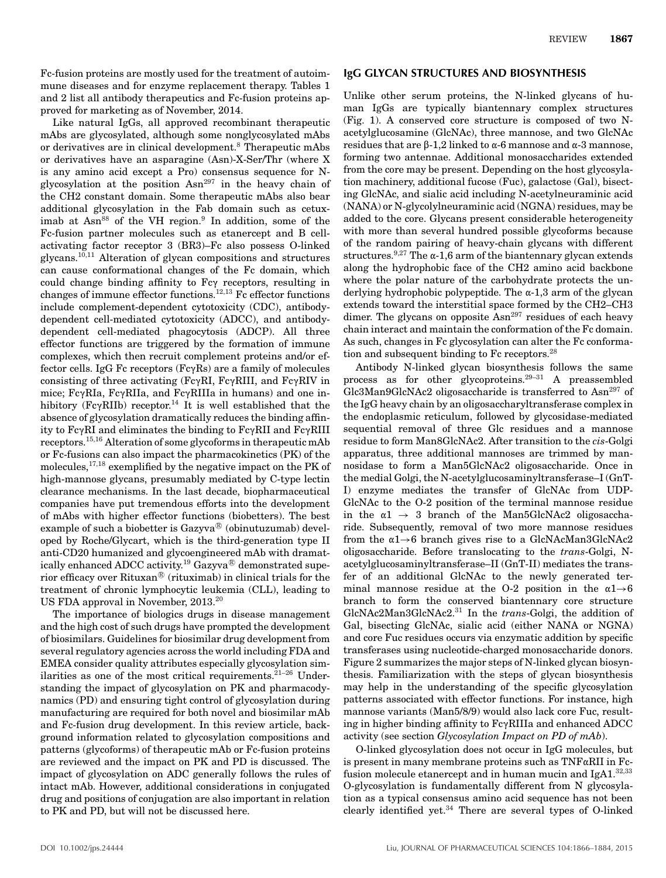Fc-fusion proteins are mostly used for the treatment of autoimmune diseases and for enzyme replacement therapy. Tables 1 and 2 list all antibody therapeutics and Fc-fusion proteins approved for marketing as of November, 2014.

Like natural IgGs, all approved recombinant therapeutic mAbs are glycosylated, although some nonglycosylated mAbs or derivatives are in clinical development.[8] Therapeutic mAbs or derivatives have an asparagine (Asn)-X-Ser/Thr (where X is any amino acid except a Pro) consensus sequence for N-glycosylation at the position Asn[297] in the heavy chain of the CH2 constant domain. Some therapeutic mAbs also bear additional glycosylation in the Fab domain such as cetuximab at Asn[88] of the VH region.[9] In addition, some of the Fc-fusion partner molecules such as etanercept and B cell-activating factor receptor 3 (BR3)–Fc also possess O-linked glycans.[10,11] Alteration of glycan compositions and structures can cause conformational changes of the Fc domain, which could change binding affinity to FcγR receptors, resulting in changes of immune effector functions.[12,13] Fc effector functions include complement-dependent cytotoxicity (CDC), antibody-dependent cell-mediated cytotoxicity (ADCC), and antibody-dependent cell-mediated phagocytosis (ADCP). All three effector functions are triggered by the formation of immune complexes, which then recruit complement proteins and/or effector cells. IgG Fc receptors (FcγRs) are a family of molecules consisting of three activating (FcγRI, FcγRIII, and FcγRIV in mice; FcγRIa, FcγRIIa, and FcγRIIIa in humans) and one inhibitory (FcγRIIb) receptor.[14] It is well established that the absence of glycosylation dramatically reduces the binding affinity to FcγRI and eliminates the binding to FcγRII and FcγRIII receptors.[15,16] Alteration of some glycoforms in therapeutic mAb or Fc-fusions can also impact the pharmacokinetics (PK) of the molecules,[17,18] exemplified by the negative impact on the PK of high-mannose glycans, presumably mediated by C-type lectin clearance mechanisms. In the last decade, biopharmaceutical companies have put tremendous efforts into the development of mAbs with higher effector functions (biobetters). The best example of such a biobetter is Gazyva® (obinutuzumab) developed by Roche/Glycart, which is the third-generation type II anti-CD20 humanized and glycoengineered mAb with dramatically enhanced ADCC activity.[19] Gazyva® demonstrated superior efficacy over Rituxan® (rituximab) in clinical trials for the treatment of chronic lymphocytic leukemia (CLL), leading to US FDA approval in November, 2013.[20]

The importance of biologics drugs in disease management and the high cost of such drugs have prompted the development of biosimilars. Guidelines for biosimilar drug development from several regulatory agencies across the world including FDA and EMEA consider quality attributes especially glycosylation similarities as one of the most critical requirements.[21–26] Understanding the impact of glycosylation on PK and pharmacodynamics (PD) and ensuring tight control of glycosylation during manufacturing are required for both novel and biosimilar mAb and Fc-fusion drug development. In this review article, background information related to glycosylation compositions and patterns (glycoforms) of therapeutic mAb or Fc-fusion proteins are reviewed and the impact on PK and PD is discussed. The impact of glycosylation on ADC generally follows the rules of intact mAb. However, additional considerations in conjugated drug and positions of conjugation are also important in relation to PK and PD, but will not be discussed here.

## IgG GLYCAN STRUCTURES AND BIOSYNTHESIS

Unlike other serum proteins, the N-linked glycans of human IgGs are typically biantennary complex structures (Fig. 1). A conserved core structure is composed of two N-acetylglucosamine (GlcNAc), three mannose, and two GlcNAc residues that are β-1,2 linked to α-6 mannose and α-3 mannose, forming two antennae. Additional monosaccharides extended from the core may be present. Depending on the host glycosylation machinery, additional fucose (Fuc), galactose (Gal), bisecting GlcNAc, and sialic acid including N-acetylneuraminic acid (NANA) or N-glycolylneuraminic acid (NGNA) residues, may be added to the core. Glycans present considerable heterogeneity with more than several hundred possible glycoforms because of the random pairing of heavy-chain glycans with different structures.[9,27] The α-1,6 arm of the biantennary glycan extends along the hydrophobic face of the CH2 amino acid backbone where the polar nature of the carbohydrate protects the underlying hydrophobic polypeptide. The α-1,3 arm of the glycan extends toward the interstitial space formed by the CH2–CH3 dimer. The glycans on opposite Asn[297] residues of each heavy chain interact and maintain the conformation of the Fc domain. As such, changes in Fc glycosylation can alter the Fc conformation and subsequent binding to Fc receptors.[28]

Antibody N-linked glycan biosynthesis follows the same process as for other glycoproteins.[29–31] A preassembled Glc3Man9GlcNAc2 oligosaccharide is transferred to Asn[297] of the IgG heavy chain by an oligosaccharyltransferase complex in the endoplasmic reticulum, followed by glycosidase-mediated sequential removal of three Glc residues and a mannose residue to form Man8GlcNAc2. After transition to the *cis*-Golgi apparatus, three additional mannoses are trimmed by mannosidase to form a Man5GlcNAc2 oligosaccharide. Once in the medial Golgi, the N-acetylglucosaminyltransferase–I (GnT-I) enzyme mediates the transfer of GlcNAc from UDP-GlcNAc to the O-2 position of the terminal mannose residue in the α1 → 3 branch of the Man5GlcNAc2 oligosaccharide. Subsequently, removal of two more mannose residues from the α1→6 branch gives rise to a GlcNAcMan3GlcNAc2 oligosaccharide. Before translocating to the *trans*-Golgi, N-acetylglucosaminyltransferase–II (GnT-II) mediates the transfer of an additional GlcNAc to the newly generated terminal mannose residue at the O-2 position in the α1→6 branch to form the conserved biantennary core structure GlcNAc2Man3GlcNAc2.[31] In the *trans*-Golgi, the addition of Gal, bisecting GlcNAc, sialic acid (either NANA or NGNA) and core Fuc residues occurs via enzymatic addition by specific transferases using nucleotide-charged monosaccharide donors. Figure 2 summarizes the major steps of N-linked glycan biosynthesis. Familiarization with the steps of glycan biosynthesis may help in the understanding of the specific glycosylation patterns associated with effector functions. For instance, high mannose variants (Man5/8/9) would also lack core Fuc, resulting in higher binding affinity to FcγRIIIa and enhanced ADCC activity (see section *Glycosylation Impact on PD of mAb*).

O-linked glycosylation does not occur in IgG molecules, but is present in many membrane proteins such as TNFαRII in Fc-fusion molecule etanercept and in human mucin and IgA1.[32,33] O-glycosylation is fundamentally different from N glycosylation as a typical consensus amino acid sequence has not been clearly identified yet.[34] There are several types of O-linked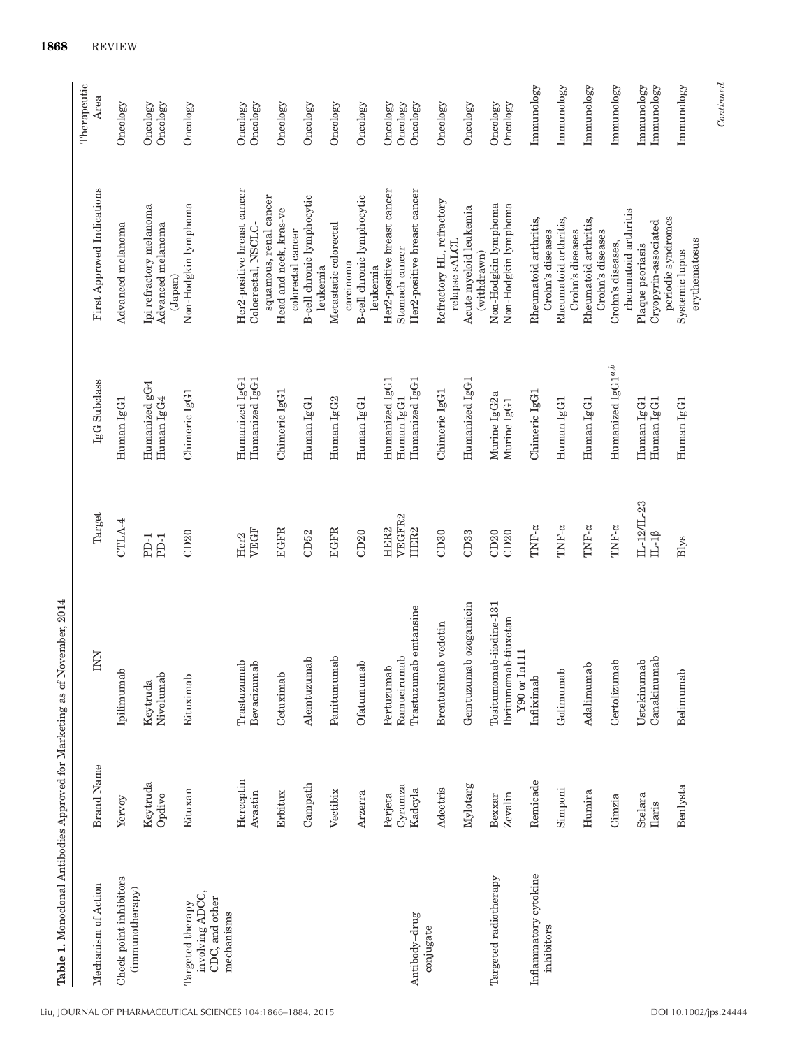**Table 1.** Monoclonal Antibodies Approved for Marketing as of November, 2014

| Mechanism of Action | Brand Name | INN | Target | IgG Subclass | First Approved Indications | Therapeutic Area |
|---|---|---|---|---|---|---|
| Check point inhibitors (immunotherapy) | Yervoy | Ipilimumab | CTLA-4 | Human IgG1 | Advanced melanoma | Oncology |
| | Keytruda | Keytruda | PD-1 | Humanized gG4 | Ipi refractory melanoma | Oncology |
| | Opdivo | Nivolumab | PD-1 | Human IgG4 | Advanced melanoma (Japan) | Oncology |
| Targeted therapy involving ADCC, CDC, and other mechanisms | Rituxan | Rituximab | CD20 | Chimeric IgG1 | Non-Hodgkin lymphoma | Oncology |
| | Herceptin | Trastuzumab | Her2 | Humanized IgG1 | Her2-positive breast cancer | Oncology |
| | Avastin | Bevacizumab | VEGF | Humanized IgG1 | Colorectal, NSCLC-squamous, renal cancer | Oncology |
| | Erbitux | Cetuximab | EGFR | Chimeric IgG1 | Head and neck, kras-ve colorectal cancer | Oncology |
| | Campath | Alemtuzumab | CD52 | Human IgG1 | B-cell chronic lymphocytic leukemia | Oncology |
| | Vectibix | Panitumumab | EGFR | Human IgG2 | Metastatic colorectal carcinoma | Oncology |
| | Arzerra | Ofatumumab | CD20 | Human IgG1 | B-cell chronic lymphocytic leukemia | Oncology |
| | Perjeta | Pertuzumab | HER2 | Humanized IgG1 | Her2-positive breast cancer | Oncology |
| | Cyramza | Ramucirumab | VEGFR2 | Human IgG1 | Stomach cancer | Oncology |
| Antibody–drug conjugate | Kadcyla | Trastuzumab emtansine | HER2 | Humanized IgG1 | Her2-positive breast cancer | Oncology |
| | Adcetris | Brentuximab vedotin | CD30 | Chimeric IgG1 | Refractory HL, refractory relapse sALCL | Oncology |
| | Mylotarg | Gemtuzumab ozogamicin | CD33 | Humanized IgG1 | Acute myeloid leukemia (withdrawn) | Oncology |
| Targeted radiotherapy | Bexxar | Tositumomab-iiodine-131 | CD20 | Murine IgG2a | Non-Hodgkin lymphoma | Oncology |
| | Zevalin | Ibritumomab-tiuxetan Y90 or In111 | CD20 | Murine IgG1 | Non-Hodgkin lymphoma | Oncology |
| Inflammatory cytokine inhibitors | Remicade | Infliximab | TNF-α | Chimeric IgG1 | Rheumatoid arthritis, Crohn's diseases | Immunology |
| | Simponi | Golimumab | TNF-α | Human IgG1 | Rheumatoid arthritis, Crohn's diseases | Immunology |
| | Humira | Adalimumab | TNF-α | Human IgG1 | Rheumatoid arthritis, Crohn's diseases | Immunology |
| | Cimzia | Certolizumab | TNF-α | Humanized IgG1[a,b] | Crohn's diseases, rheumatoid arthritis | Immunology |
| | Stelara | Ustekinumab | IL-12/IL-23 | Human IgG1 | Plaque psoriasis | Immunology |
| | Ilaris | Canakinumab | IL-1β | Human IgG1 | Cryopyrin-associated periodic syndromes | Immunology |
| | Benlysta | Belimumab | Blys | Human IgG1 | Systemic lupus erythematosus | Immunology |

*Continued*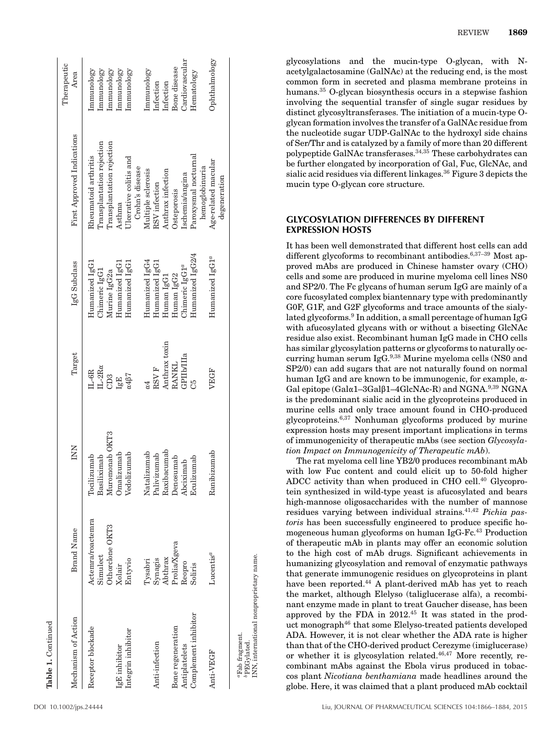**Table 1.** Continued

| Mechanism of Action | Brand Name | INN | Target | IgG Subclass | First Approved Indications | Therapeutic Area |
|---|---|---|---|---|---|---|
| Receptor blockade | Actemra/roactemra | Tocilizumab | IL-6R | Humanized IgG1 | Rheumatoid arthritis | Immunology |
| | Simulect | Basiliximab | IL-2Rα | Chimeric IgG1 | Transplantation rejection | Immunology |
| | Othorclone OKT3 | Muromonab OKT3 | CD3 | Murine IgG2a | Transplantation rejection | Immunology |
| IgE inhibitor | Xolair | Omalizumab | IgE | Humanized IgG1 | Asthma | Immunology |
| Integrin inhibitor | Entyvio | Vedolizumab | α4β7 | Humanized IgG1 | Ulcerative colitis and Crohn's disease | Immunology |
| | Tysabri | Natalizumab | α4 | Humanized IgG4 | Multiple sclerosis | Immunology |
| Anti-infection | Synagis | Palivizumab | RSV F | Humanized IgG1 | RSV infection | Infection |
| | Abthrax | Raxibacumab | Anthrax toxin | Human IgG1 | Anthrax infection | Infection |
| Bone regeneration | Prolia/Xgeva | Denosumab | RANKL | Human IgG2 | Osteoporosis | Bone disease |
| Antiplatelets | Reopro | Abciximab | GPIIb/IIIa | Chimeric IgG1[a] | Ischemia/angina | Cardiovascular |
| Complement inhibitor | Soliris | Eculizumab | C5 | Humanized IgG2/4 | Paroxysmal nocturnal hemoglobinuria | Hematology |
| Anti-VEGF | Lucentis[a] | Ranibizumab | VEGF | Humanized IgG1[a] | Age-related macular degeneration | Ophthalmology |

[a]Fab fragment.
[b]PEGylated.
INN, international nonproprietary name.

glycosylations and the mucin-type O-glycan, with N-acetylgalactosamine (GalNAc) at the reducing end, is the most common form in secreted and plasma membrane proteins in humans.[35] O-glycan biosynthesis occurs in a stepwise fashion involving the sequential transfer of single sugar residues by distinct glycosyltransferases. The initiation of a mucin-type O-glycan formation involves the transfer of a GalNAc residue from the nucleotide sugar UDP-GalNAc to the hydroxyl side chains of Ser/Thr and is catalyzed by a family of more than 20 different polypeptide GalNAc transferases.[34,35] These carbohydrates can be further elongated by incorporation of Gal, Fuc, GlcNAc, and sialic acid residues via different linkages.[36] Figure 3 depicts the mucin type O-glycan core structure.

## GLYCOSYLATION DIFFERENCES BY DIFFERENT EXPRESSION HOSTS

It has been well demonstrated that different host cells can add different glycoforms to recombinant antibodies.[6,37–39] Most approved mAbs are produced in Chinese hamster ovary (CHO) cells and some are produced in murine myeloma cell lines NS0 and SP2/0. The Fc glycans of human serum IgG are mainly of a core fucosylated complex biantennary type with predominantly G0F, G1F, and G2F glycoforms and trace amounts of the sialylated glycoforms.[9] In addition, a small percentage of human IgG with afucosylated glycans with or without a bisecting GlcNAc residue also exist. Recombinant human IgG made in CHO cells has similar glycosylation patterns or glycoforms to naturally occurring human serum IgG.[9,38] Murine myeloma cells (NS0 and SP2/0) can add sugars that are not naturally found on normal human IgG and are known to be immunogenic, for example, α-Gal epitope (Galα1–3Galβ1–4GlcNAc-R) and NGNA.[9,39] NGNA is the predominant sialic acid in the glycoproteins produced in murine cells and only trace amount found in CHO-produced glycoproteins.[6,37] Nonhuman glycoforms produced by murine expression hosts may present important implications in terms of immunogenicity of therapeutic mAbs (see section *Glycosylation Impact on Immunogenicity of Therapeutic mAb*).

The rat myeloma cell line YB2/0 produces recombinant mAb with low Fuc content and could elicit up to 50-fold higher ADCC activity than when produced in CHO cell.[40] Glycoprotein synthesized in wild-type yeast is afucosylated and bears high-mannose oligosaccharides with the number of mannose residues varying between individual strains.[41,42] *Pichia pastoris* has been successfully engineered to produce specific homogeneous human glycoforms on human IgG-Fc.[43] Production of therapeutic mAb in plants may offer an economic solution to the high cost of mAb drugs. Significant achievements in humanizing glycosylation and removal of enzymatic pathways that generate immunogenic residues on glycoproteins in plant have been reported.[44] A plant-derived mAb has yet to reach the market, although Elelyso (taliglucerase alfa), a recombinant enzyme made in plant to treat Gaucher disease, has been approved by the FDA in 2012.[45] It was stated in the product monograph[46] that some Elelyso-treated patients developed ADA. However, it is not clear whether the ADA rate is higher than that of the CHO-derived product Cerezyme (imiglucerase) or whether it is glycosylation related.[46,47] More recently, recombinant mAbs against the Ebola virus produced in tobaccos plant *Nicotiana benthamiana* made headlines around the globe. Here, it was claimed that a plant produced mAb cocktail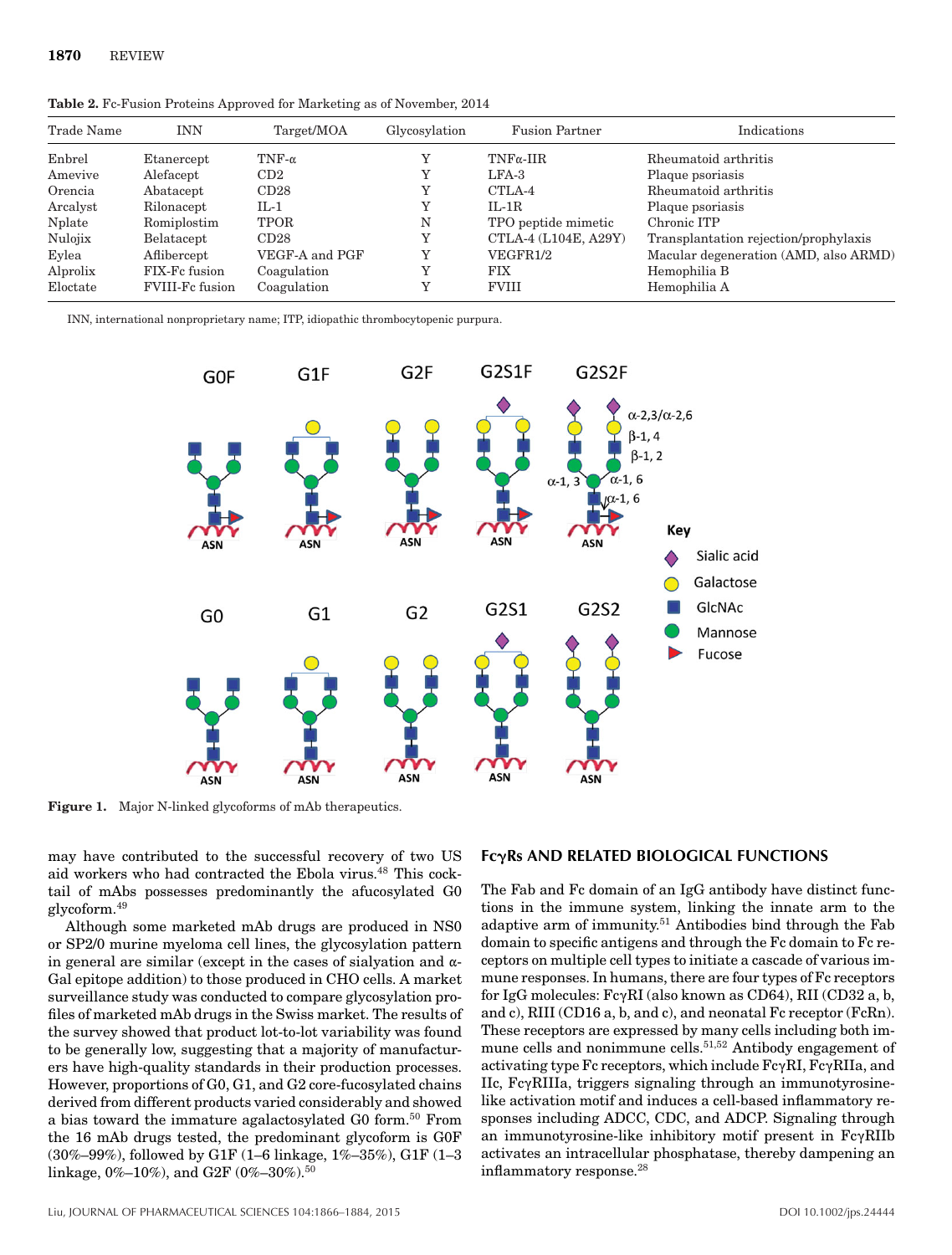**Table 2.** Fc-Fusion Proteins Approved for Marketing as of November, 2014

| Trade Name | INN | Target/MOA | Glycosylation | Fusion Partner | Indications |
|---|---|---|---|---|---|
| Enbrel | Etanercept | TNF-α | Y | TNFα-IIR | Rheumatoid arthritis |
| Amevive | Alefacept | CD2 | Y | LFA-3 | Plaque psoriasis |
| Orencia | Abatacept | CD28 | Y | CTLA-4 | Rheumatoid arthritis |
| Arcalyst | Rilonacept | IL-1 | Y | IL-1R | Plaque psoriasis |
| Nplate | Romiplostim | TPOR | N | TPO peptide mimetic | Chronic ITP |
| Nulojix | Belatacept | CD28 | Y | CTLA-4 (L104E, A29Y) | Transplantation rejection/prophylaxis |
| Eylea | Aflibercept | VEGF-A and PGF | Y | VEGFR1/2 | Macular degeneration (AMD, also ARMD) |
| Alprolix | FIX-Fc fusion | Coagulation | Y | FIX | Hemophilia B |
| Eloctate | FVIII-Fc fusion | Coagulation | Y | FVIII | Hemophilia A |

INN, international nonproprietary name; ITP, idiopathic thrombocytopenic purpura.

**Figure 1.** Major N-linked glycoforms of mAb therapeutics.

may have contributed to the successful recovery of two US aid workers who had contracted the Ebola virus.[48] This cocktail of mAbs possesses predominantly the afucosylated G0 glycoform.[49]

Although some marketed mAb drugs are produced in NS0 or SP2/0 murine myeloma cell lines, the glycosylation pattern in general are similar (except in the cases of sialyation and α-Gal epitope addition) to those produced in CHO cells. A market surveillance study was conducted to compare glycosylation profiles of marketed mAb drugs in the Swiss market. The results of the survey showed that product lot-to-lot variability was found to be generally low, suggesting that a majority of manufacturers have high-quality standards in their production processes. However, proportions of G0, G1, and G2 core-fucosylated chains derived from different products varied considerably and showed a bias toward the immature agalactosylated G0 form.[50] From the 16 mAb drugs tested, the predominant glycoform is G0F (30%–99%), followed by G1F (1–6 linkage, 1%–35%), G1F (1–3 linkage, 0%–10%), and G2F (0%–30%).[50]

## FcγRs AND RELATED BIOLOGICAL FUNCTIONS

The Fab and Fc domain of an IgG antibody have distinct functions in the immune system, linking the innate arm to the adaptive arm of immunity.[51] Antibodies bind through the Fab domain to specific antigens and through the Fc domain to Fc receptors on multiple cell types to initiate a cascade of various immune responses. In humans, there are four types of Fc receptors for IgG molecules: FcγRI (also known as CD64), RII (CD32 a, b, and c), RIII (CD16 a, b, and c), and neonatal Fc receptor (FcRn). These receptors are expressed by many cells including both immune cells and nonimmune cells.[51,52] Antibody engagement of activating type Fc receptors, which include FcγRI, FcγRIIa, and IIc, FcγRIIIa, triggers signaling through an immunotyrosine-like activation motif and induces a cell-based inflammatory responses including ADCC, CDC, and ADCP. Signaling through an immunotyrosine-like inhibitory motif present in FcγRIIb activates an intracellular phosphatase, thereby dampening an inflammatory response.[28]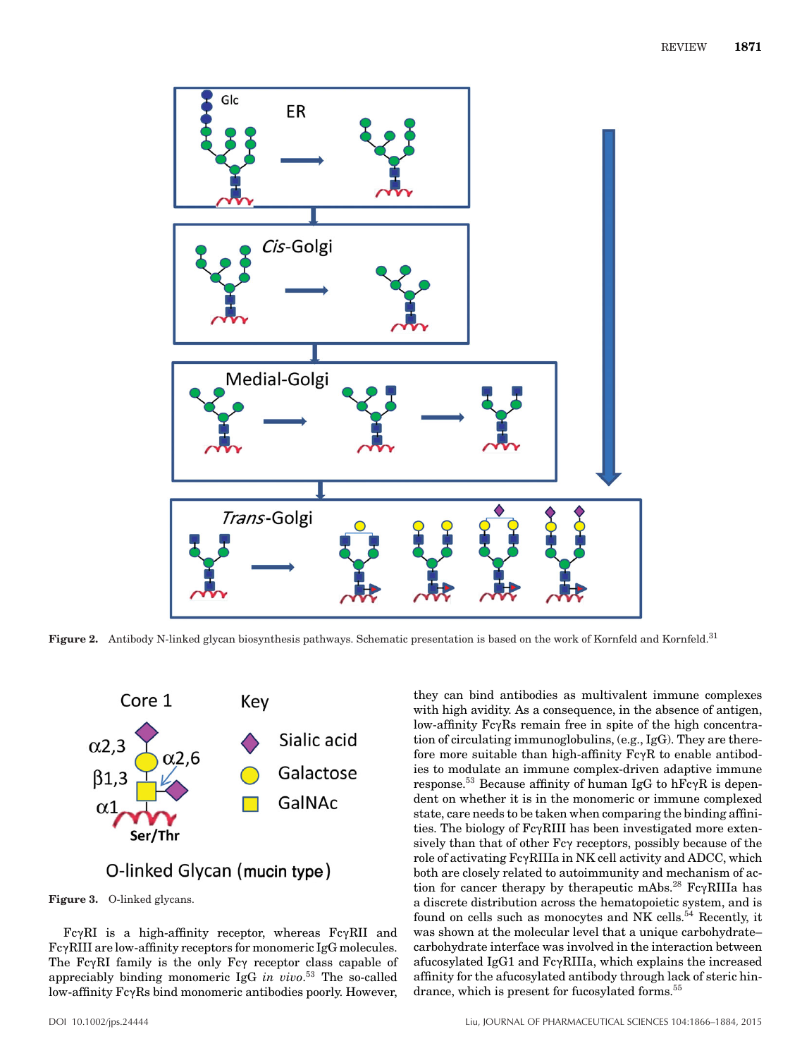Figure 2. Antibody N-linked glycan biosynthesis pathways. Schematic presentation is based on the work of Kornfeld and Kornfeld.[31]

Figure 3. O-linked glycans.

FcγRI is a high-affinity receptor, whereas FcγRII and FcγRIII are low-affinity receptors for monomeric IgG molecules. The FcγRI family is the only Fcγ receptor class capable of appreciably binding monomeric IgG *in vivo*.[53] The so-called low-affinity FcγRs bind monomeric antibodies poorly. However, they can bind antibodies as multivalent immune complexes with high avidity. As a consequence, in the absence of antigen, low-affinity FcγRs remain free in spite of the high concentration of circulating immunoglobulins, (e.g., IgG). They are therefore more suitable than high-affinity FcγR to enable antibodies to modulate an immune complex-driven adaptive immune response.[53] Because affinity of human IgG to hFcγR is dependent on whether it is in the monomeric or immune complexed state, care needs to be taken when comparing the binding affinities. The biology of FcγRIII has been investigated more extensively than that of other Fcγ receptors, possibly because of the role of activating FcγRIIIa in NK cell activity and ADCC, which both are closely related to autoimmunity and mechanism of action for cancer therapy by therapeutic mAbs.[28] FcγRIIIa has a discrete distribution across the hematopoietic system, and is found on cells such as monocytes and NK cells.[54] Recently, it was shown at the molecular level that a unique carbohydrate–carbohydrate interface was involved in the interaction between afucosylated IgG1 and FcγRIIIa, which explains the increased affinity for the afucosylated antibody through lack of steric hindrance, which is present for fucosylated forms.[55]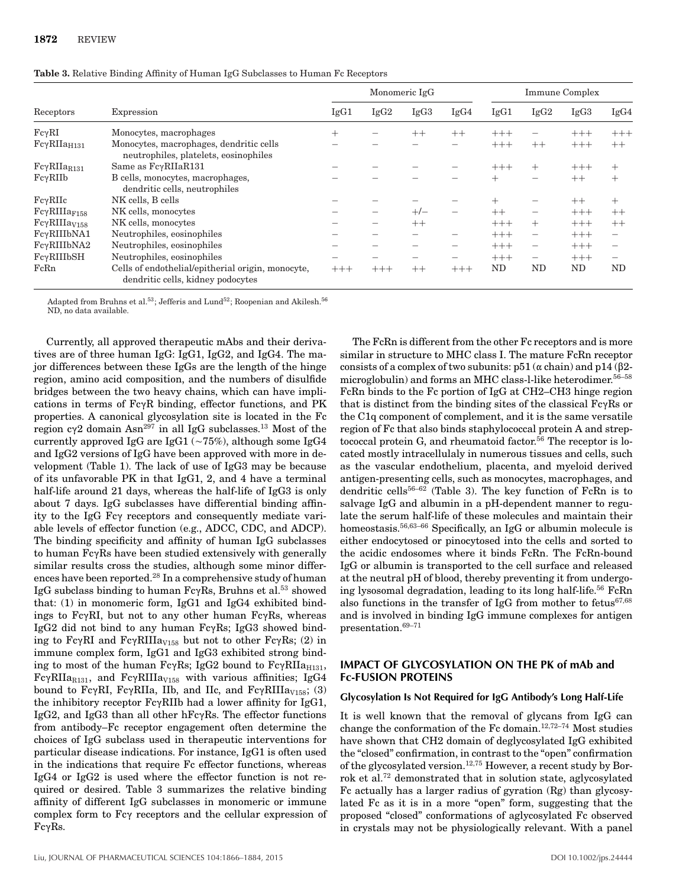**Table 3.** Relative Binding Affinity of Human IgG Subclasses to Human Fc Receptors

| Receptors | Expression | Monomeric IgG | | | | Immune Complex | | | |
|---|---|---|---|---|---|---|---|---|---|
| | | IgG1 | IgG2 | IgG3 | IgG4 | IgG1 | IgG2 | IgG3 | IgG4 |
| FcγRI | Monocytes, macrophages | + | − | ++ | ++ | +++ | − | +++ | +++ |
| $Fc\gamma RIIa_{H131}$ | Monocytes, macrophages, dendritic cells neutrophiles, platelets, eosinophiles | − | − | − | − | +++ | ++ | +++ | ++ |
| $Fc\gamma RIIa_{R131}$ | Same as FcγRIIaR131 | − | − | − | − | +++ | + | +++ | + |
| FcγRIIb | B cells, monocytes, macrophages, dendritic cells, neutrophiles | − | − | − | − | + | − | ++ | + |
| FcγRIIc | NK cells, B cells | − | − | − | − | + | − | ++ | + |
| $Fc\gamma RIIIa_{F158}$ | NK cells, monocytes | − | − | +/− | − | ++ | − | +++ | ++ |
| $Fc\gamma RIIIa_{V158}$ | NK cells, monocytes | − | − | ++ | − | +++ | + | +++ | ++ |
| FcγRIIIbNA1 | Neutrophiles, eosinophiles | − | − | − | − | +++ | − | +++ | − |
| FcγRIIIbNA2 | Neutrophiles, eosinophiles | − | − | − | − | +++ | − | +++ | − |
| FcγRIIIbSH | Neutrophiles, eosinophiles | − | − | − | − | +++ | − | +++ | − |
| FcRn | Cells of endothelial/epitherial origin, monocyte, dendritic cells, kidney podocytes | +++ | +++ | ++ | +++ | ND | ND | ND | ND |

Adapted from Bruhns et al.[53]; Jefferis and Lund[52]; Roopenian and Akilesh.[56]
ND, no data available.

Currently, all approved therapeutic mAbs and their derivatives are of three human IgG: IgG1, IgG2, and IgG4. The major differences between these IgGs are the length of the hinge region, amino acid composition, and the numbers of disulfide bridges between the two heavy chains, which can have implications in terms of FcγR binding, effector functions, and PK properties. A canonical glycosylation site is located in the Fc region cγ2 domain $Asn^{297}$ in all IgG subclasses.[13] Most of the currently approved IgG are IgG1 (~75%), although some IgG4 and IgG2 versions of IgG have been approved with more in development (Table 1). The lack of use of IgG3 may be because of its unfavorable PK in that IgG1, 2, and 4 have a terminal half-life around 21 days, whereas the half-life of IgG3 is only about 7 days. IgG subclasses have differential binding affinity to the IgG Fcγ receptors and consequently mediate variable levels of effector function (e.g., ADCC, CDC, and ADCP). The binding specificity and affinity of human IgG subclasses to human FcγRs have been studied extensively with generally similar results cross the studies, although some minor differences have been reported.[28] In a comprehensive study of human IgG subclass binding to human FcγRs, Bruhns et al.[53] showed that: (1) in monomeric form, IgG1 and IgG4 exhibited bindings to FcγRI, but not to any other human FcγRs, whereas IgG2 did not bind to any human FcγRs; IgG3 showed binding to FcγRI and $Fc\gamma RIIIa_{V158}$ but not to other FcγRs; (2) in immune complex form, IgG1 and IgG3 exhibited strong binding to most of the human FcγRs; IgG2 bound to $Fc\gamma RIIa_{H131}$, $Fc\gamma RIIa_{R131}$, and $Fc\gamma RIIIa_{V158}$ with various affinities; IgG4 bound to FcγRI, FcγRIIa, IIb, and IIc, and $Fc\gamma RIIIa_{V158}$; (3) the inhibitory receptor FcγRIIb had a lower affinity for IgG1, IgG2, and IgG3 than all other hFcγRs. The effector functions from antibody–Fc receptor engagement often determine the choices of IgG subclass used in therapeutic interventions for particular disease indications. For instance, IgG1 is often used in the indications that require Fc effector functions, whereas IgG4 or IgG2 is used where the effector function is not required or desired. Table 3 summarizes the relative binding affinity of different IgG subclasses in monomeric or immune complex form to Fcγ receptors and the cellular expression of FcγRs.

The FcRn is different from the other Fc receptors and is more similar in structure to MHC class I. The mature FcRn receptor consists of a complex of two subunits: p51 (α chain) and p14 (β2-microglobulin) and forms an MHC class-l-like heterodimer.[56–58] FcRn binds to the Fc portion of IgG at CH2–CH3 hinge region that is distinct from the binding sites of the classical FcγRs or the C1q component of complement, and it is the same versatile region of Fc that also binds staphylococcal protein A and streptococcal protein G, and rheumatoid factor.[56] The receptor is located mostly intracellulaly in numerous tissues and cells, such as the vascular endothelium, placenta, and myeloid derived antigen-presenting cells, such as monocytes, macrophages, and dendritic cells[56–62] (Table 3). The key function of FcRn is to salvage IgG and albumin in a pH-dependent manner to regulate the serum half-life of these molecules and maintain their homeostasis.[56,63–66] Specifically, an IgG or albumin molecule is either endocytosed or pinocytosed into the cells and sorted to the acidic endosomes where it binds FcRn. The FcRn-bound IgG or albumin is transported to the cell surface and released at the neutral pH of blood, thereby preventing it from undergoing lysosomal degradation, leading to its long half-life.[56] FcRn also functions in the transfer of IgG from mother to fetus[67,68] and is involved in binding IgG immune complexes for antigen presentation.[69–71]

## IMPACT OF GLYCOSYLATION ON THE PK of mAb and Fc-FUSION PROTEINS

### Glycosylation Is Not Required for IgG Antibody's Long Half-Life

It is well known that the removal of glycans from IgG can change the conformation of the Fc domain.[12,72–74] Most studies have shown that CH2 domain of deglycosylated IgG exhibited the "closed" confirmation, in contrast to the "open" confirmation of the glycosylated version.[12,75] However, a recent study by Borrok et al.[72] demonstrated that in solution state, aglycosylated Fc actually has a larger radius of gyration (Rg) than glycosylated Fc as it is in a more "open" form, suggesting that the proposed "closed" conformations of aglycosylated Fc observed in crystals may not be physiologically relevant. With a panel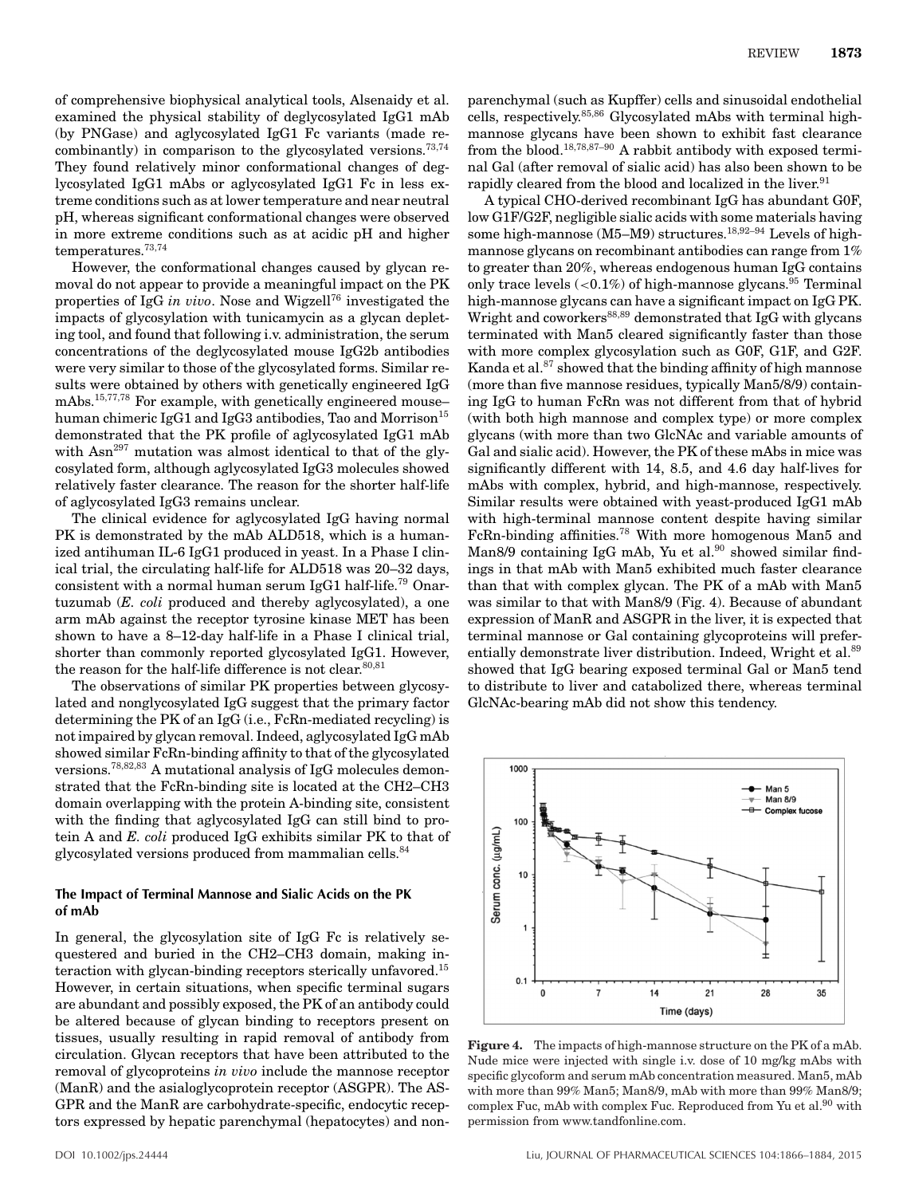of comprehensive biophysical analytical tools, Alsenaidy et al. examined the physical stability of deglycosylated IgG1 mAb (by PNGase) and aglycosylated IgG1 Fc variants (made recombinantly) in comparison to the glycosylated versions.[73,74] They found relatively minor conformational changes of deglycosylated IgG1 mAbs or aglycosylated IgG1 Fc in less extreme conditions such as at lower temperature and near neutral pH, whereas significant conformational changes were observed in more extreme conditions such as at acidic pH and higher temperatures.[73,74]

However, the conformational changes caused by glycan removal do not appear to provide a meaningful impact on the PK properties of IgG *in vivo*. Nose and Wigzell[76] investigated the impacts of glycosylation with tunicamycin as a glycan depleting tool, and found that following i.v. administration, the serum concentrations of the deglycosylated mouse IgG2b antibodies were very similar to those of the glycosylated forms. Similar results were obtained by others with genetically engineered IgG mAbs.[15,77,78] For example, with genetically engineered mouse–human chimeric IgG1 and IgG3 antibodies, Tao and Morrison[15] demonstrated that the PK profile of aglycosylated IgG1 mAb with $Asn^{297}$ mutation was almost identical to that of the glycosylated form, although aglycosylated IgG3 molecules showed relatively faster clearance. The reason for the shorter half-life of aglycosylated IgG3 remains unclear.

The clinical evidence for aglycosylated IgG having normal PK is demonstrated by the mAb ALD518, which is a humanized antihuman IL-6 IgG1 produced in yeast. In a Phase I clinical trial, the circulating half-life for ALD518 was 20–32 days, consistent with a normal human serum IgG1 half-life.[79] Onartuzumab (*E. coli* produced and thereby aglycosylated), a one arm mAb against the receptor tyrosine kinase MET has been shown to have a 8–12-day half-life in a Phase I clinical trial, shorter than commonly reported glycosylated IgG1. However, the reason for the half-life difference is not clear.[80,81]

The observations of similar PK properties between glycosylated and nonglycosylated IgG suggest that the primary factor determining the PK of an IgG (i.e., FcRn-mediated recycling) is not impaired by glycan removal. Indeed, aglycosylated IgG mAb showed similar FcRn-binding affinity to that of the glycosylated versions.[78,82,83] A mutational analysis of IgG molecules demonstrated that the FcRn-binding site is located at the CH2–CH3 domain overlapping with the protein A-binding site, consistent with the finding that aglycosylated IgG can still bind to protein A and *E. coli* produced IgG exhibits similar PK to that of glycosylated versions produced from mammalian cells.[84]

### The Impact of Terminal Mannose and Sialic Acids on the PK of mAb

In general, the glycosylation site of IgG Fc is relatively sequestered and buried in the CH2–CH3 domain, making interaction with glycan-binding receptors sterically unfavored.[15] However, in certain situations, when specific terminal sugars are abundant and possibly exposed, the PK of an antibody could be altered because of glycan binding to receptors present on tissues, usually resulting in rapid removal of antibody from circulation. Glycan receptors that have been attributed to the removal of glycoproteins *in vivo* include the mannose receptor (ManR) and the asialoglycoprotein receptor (ASGPR). The ASGPR and the ManR are carbohydrate-specific, endocytic receptors expressed by hepatic parenchymal (hepatocytes) and nonparenchymal (such as Kupffer) cells and sinusoidal endothelial cells, respectively.[85,86] Glycosylated mAbs with terminal high-mannose glycans have been shown to exhibit fast clearance from the blood.[18,78,87–90] A rabbit antibody with exposed terminal Gal (after removal of sialic acid) has also been shown to be rapidly cleared from the blood and localized in the liver.[91]

A typical CHO-derived recombinant IgG has abundant G0F, low G1F/G2F, negligible sialic acids with some materials having some high-mannose (M5–M9) structures.[18,92–94] Levels of high-mannose glycans on recombinant antibodies can range from 1% to greater than 20%, whereas endogenous human IgG contains only trace levels (<0.1%) of high-mannose glycans.[95] Terminal high-mannose glycans can have a significant impact on IgG PK. Wright and coworkers[88,89] demonstrated that IgG with glycans terminated with Man5 cleared significantly faster than those with more complex glycosylation such as G0F, G1F, and G2F. Kanda et al.[87] showed that the binding affinity of high mannose (more than five mannose residues, typically Man5/8/9) containing IgG to human FcRn was not different from that of hybrid (with both high mannose and complex type) or more complex glycans (with more than two GlcNAc and variable amounts of Gal and sialic acid). However, the PK of these mAbs in mice was significantly different with 14, 8.5, and 4.6 day half-lives for mAbs with complex, hybrid, and high-mannose, respectively. Similar results were obtained with yeast-produced IgG1 mAb with high-terminal mannose content despite having similar FcRn-binding affinities.[78] With more homogenous Man5 and Man8/9 containing IgG mAb, Yu et al.[90] showed similar findings in that mAb with Man5 exhibited much faster clearance than that with complex glycan. The PK of a mAb with Man5 was similar to that with Man8/9 (Fig. 4). Because of abundant expression of ManR and ASGPR in the liver, it is expected that terminal mannose or Gal containing glycoproteins will preferentially demonstrate liver distribution. Indeed, Wright et al.[89] showed that IgG bearing exposed terminal Gal or Man5 tend to distribute to liver and catabolized there, whereas terminal GlcNAc-bearing mAb did not show this tendency.

**Figure 4.** The impacts of high-mannose structure on the PK of a mAb. Nude mice were injected with single i.v. dose of 10 mg/kg mAbs with specific glycoform and serum mAb concentration measured. Man5, mAb with more than 99% Man5; Man8/9, mAb with more than 99% Man8/9; complex Fuc, mAb with complex Fuc. Reproduced from Yu et al.[90] with permission from www.tandfonline.com.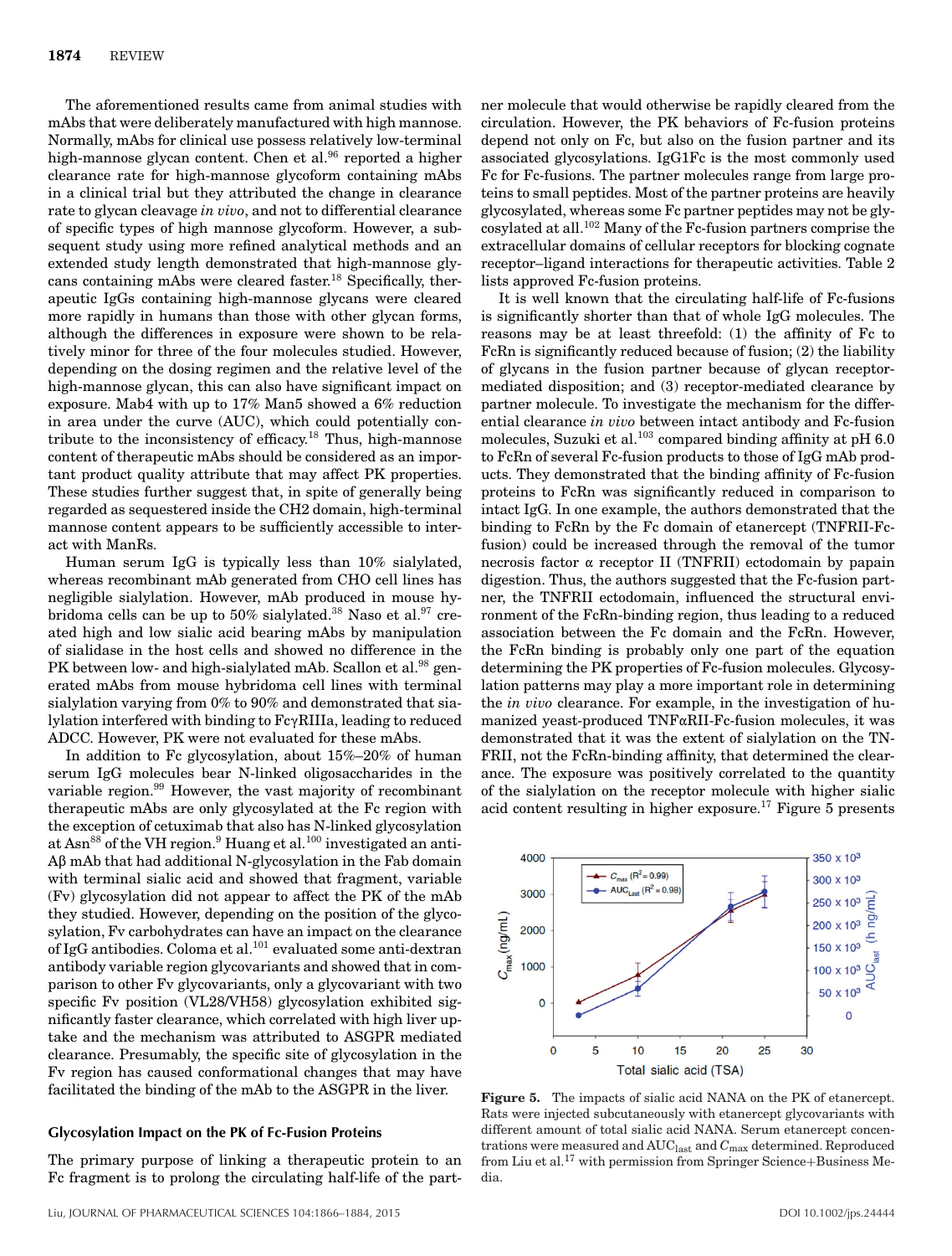The aforementioned results came from animal studies with mAbs that were deliberately manufactured with high mannose. Normally, mAbs for clinical use possess relatively low-terminal high-mannose glycan content. Chen et al.[96] reported a higher clearance rate for high-mannose glycoform containing mAbs in a clinical trial but they attributed the change in clearance rate to glycan cleavage *in vivo*, and not to differential clearance of specific types of high mannose glycoform. However, a subsequent study using more refined analytical methods and an extended study length demonstrated that high-mannose glycans containing mAbs were cleared faster.[18] Specifically, therapeutic IgGs containing high-mannose glycans were cleared more rapidly in humans than those with other glycan forms, although the differences in exposure were shown to be relatively minor for three of the four molecules studied. However, depending on the dosing regimen and the relative level of the high-mannose glycan, this can also have significant impact on exposure. Mab4 with up to 17% Man5 showed a 6% reduction in area under the curve (AUC), which could potentially contribute to the inconsistency of efficacy.[18] Thus, high-mannose content of therapeutic mAbs should be considered as an important product quality attribute that may affect PK properties. These studies further suggest that, in spite of generally being regarded as sequestered inside the CH2 domain, high-terminal mannose content appears to be sufficiently accessible to interact with ManRs.

Human serum IgG is typically less than 10% sialylated, whereas recombinant mAb generated from CHO cell lines has negligible sialylation. However, mAb produced in mouse hybridoma cells can be up to 50% sialylated.[38] Naso et al.[97] created high and low sialic acid bearing mAbs by manipulation of sialidase in the host cells and showed no difference in the PK between low- and high-sialylated mAb. Scallon et al.[98] generated mAbs from mouse hybridoma cell lines with terminal sialylation varying from 0% to 90% and demonstrated that sialylation interfered with binding to FcγRIIIa, leading to reduced ADCC. However, PK were not evaluated for these mAbs.

In addition to Fc glycosylation, about 15%–20% of human serum IgG molecules bear N-linked oligosaccharides in the variable region.[99] However, the vast majority of recombinant therapeutic mAbs are only glycosylated at the Fc region with the exception of cetuximab that also has N-linked glycosylation at Asn[88] of the VH region.[9] Huang et al.[100] investigated an anti-Aβ mAb that had additional N-glycosylation in the Fab domain with terminal sialic acid and showed that fragment, variable (Fv) glycosylation did not appear to affect the PK of the mAb they studied. However, depending on the position of the glycosylation, Fv carbohydrates can have an impact on the clearance of IgG antibodies. Coloma et al.[101] evaluated some anti-dextran antibody variable region glycovariants and showed that in comparison to other Fv glycovariants, only a glycovariant with two specific Fv position (VL28/VH58) glycosylation exhibited significantly faster clearance, which correlated with high liver uptake and the mechanism was attributed to ASGPR mediated clearance. Presumably, the specific site of glycosylation in the Fv region has caused conformational changes that may have facilitated the binding of the mAb to the ASGPR in the liver.

### Glycosylation Impact on the PK of Fc-Fusion Proteins

The primary purpose of linking a therapeutic protein to an Fc fragment is to prolong the circulating half-life of the partner molecule that would otherwise be rapidly cleared from the circulation. However, the PK behaviors of Fc-fusion proteins depend not only on Fc, but also on the fusion partner and its associated glycosylations. IgG1Fc is the most commonly used Fc for Fc-fusions. The partner molecules range from large proteins to small peptides. Most of the partner proteins are heavily glycosylated, whereas some Fc partner peptides may not be glycosylated at all.[102] Many of the Fc-fusion partners comprise the extracellular domains of cellular receptors for blocking cognate receptor–ligand interactions for therapeutic activities. Table 2 lists approved Fc-fusion proteins.

It is well known that the circulating half-life of Fc-fusions is significantly shorter than that of whole IgG molecules. The reasons may be at least threefold: (1) the affinity of Fc to FcRn is significantly reduced because of fusion; (2) the liability of glycans in the fusion partner because of glycan receptor-mediated disposition; and (3) receptor-mediated clearance by partner molecule. To investigate the mechanism for the differential clearance *in vivo* between intact antibody and Fc-fusion molecules, Suzuki et al.[103] compared binding affinity at pH 6.0 to FcRn of several Fc-fusion products to those of IgG mAb products. They demonstrated that the binding affinity of Fc-fusion proteins to FcRn was significantly reduced in comparison to intact IgG. In one example, the authors demonstrated that the binding to FcRn by the Fc domain of etanercept (TNFRII-Fc-fusion) could be increased through the removal of the tumor necrosis factor α receptor II (TNFRII) ectodomain by papain digestion. Thus, the authors suggested that the Fc-fusion partner, the TNFRII ectodomain, influenced the structural environment of the FcRn-binding region, thus leading to a reduced association between the Fc domain and the FcRn. However, the FcRn binding is probably only one part of the equation determining the PK properties of Fc-fusion molecules. Glycosylation patterns may play a more important role in determining the *in vivo* clearance. For example, in the investigation of humanized yeast-produced TNFαRII-Fc-fusion molecules, it was demonstrated that it was the extent of sialylation on the TNFRII, not the FcRn-binding affinity, that determined the clearance. The exposure was positively correlated to the quantity of the sialylation on the receptor molecule with higher sialic acid content resulting in higher exposure.[17] Figure 5 presents

**Figure 5.** The impacts of sialic acid NANA on the PK of etanercept. Rats were injected subcutaneously with etanercept glycovariants with different amount of total sialic acid NANA. Serum etanercept concentrations were measured and $AUC_{last}$ and $C_{max}$ determined. Reproduced from Liu et al.[17] with permission from Springer Science+Business Media.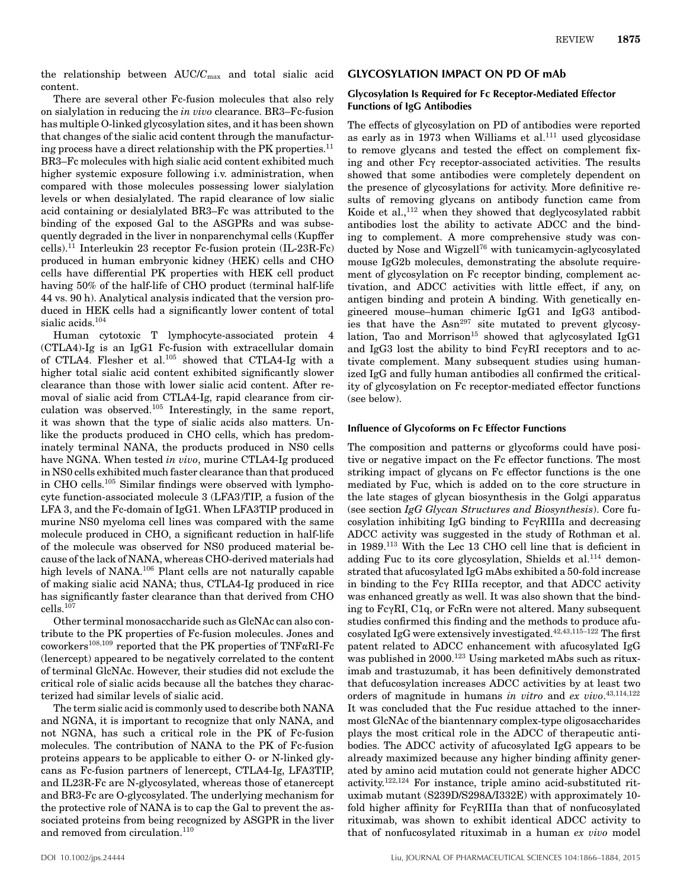the relationship between AUC/$C_{max}$ and total sialic acid content.

There are several other Fc-fusion molecules that also rely on sialylation in reducing the *in vivo* clearance. BR3–Fc-fusion has multiple O-linked glycosylation sites, and it has been shown that changes of the sialic acid content through the manufacturing process have a direct relationship with the PK properties.[11] BR3–Fc molecules with high sialic acid content exhibited much higher systemic exposure following i.v. administration, when compared with those molecules possessing lower sialylation levels or when desialylated. The rapid clearance of low sialic acid containing or desialylated BR3–Fc was attributed to the binding of the exposed Gal to the ASGPRs and was subsequently degraded in the liver in nonparenchymal cells (Kupffer cells).[11] Interleukin 23 receptor Fc-fusion protein (IL-23R-Fc) produced in human embryonic kidney (HEK) cells and CHO cells have differential PK properties with HEK cell product having 50% of the half-life of CHO product (terminal half-life 44 vs. 90 h). Analytical analysis indicated that the version produced in HEK cells had a significantly lower content of total sialic acids.[104]

Human cytotoxic T lymphocyte-associated protein 4 (CTLA4)-Ig is an IgG1 Fc-fusion with extracellular domain of CTLA4. Flesher et al.[105] showed that CTLA4-Ig with a higher total sialic acid content exhibited significantly slower clearance than those with lower sialic acid content. After removal of sialic acid from CTLA4-Ig, rapid clearance from circulation was observed.[105] Interestingly, in the same report, it was shown that the type of sialic acids also matters. Unlike the products produced in CHO cells, which has predominately terminal NANA, the products produced in NS0 cells have NGNA. When tested *in vivo*, murine CTLA4-Ig produced in NS0 cells exhibited much faster clearance than that produced in CHO cells.[105] Similar findings were observed with lymphocyte function-associated molecule 3 (LFA3)TIP, a fusion of the LFA 3, and the Fc-domain of IgG1. When LFA3TIP produced in murine NS0 myeloma cell lines was compared with the same molecule produced in CHO, a significant reduction in half-life of the molecule was observed for NS0 produced material because of the lack of NANA, whereas CHO-derived materials had high levels of NANA.[106] Plant cells are not naturally capable of making sialic acid NANA; thus, CTLA4-Ig produced in rice has significantly faster clearance than that derived from CHO cells.[107]

Other terminal monosaccharide such as GlcNAc can also contribute to the PK properties of Fc-fusion molecules. Jones and coworkers[108,109] reported that the PK properties of TNFαRI-Fc (lenercept) appeared to be negatively correlated to the content of terminal GlcNAc. However, their studies did not exclude the critical role of sialic acids because all the batches they characterized had similar levels of sialic acid.

The term sialic acid is commonly used to describe both NANA and NGNA, it is important to recognize that only NANA, and not NGNA, has such a critical role in the PK of Fc-fusion molecules. The contribution of NANA to the PK of Fc-fusion proteins appears to be applicable to either O- or N-linked glycans as Fc-fusion partners of lenercept, CTLA4-Ig, LFA3TIP, and IL23R-Fc are N-glycosylated, whereas those of etanercept and BR3-Fc are O-glycosylated. The underlying mechanism for the protective role of NANA is to cap the Gal to prevent the associated proteins from being recognized by ASGPR in the liver and removed from circulation.[110]

## GLYCOSYLATION IMPACT ON PD OF mAb

### Glycosylation Is Required for Fc Receptor-Mediated Effector Functions of IgG Antibodies

The effects of glycosylation on PD of antibodies were reported as early as in 1973 when Williams et al.[111] used glycosidase to remove glycans and tested the effect on complement fixing and other Fcγ receptor-associated activities. The results showed that some antibodies were completely dependent on the presence of glycosylations for activity. More definitive results of removing glycans on antibody function came from Koide et al.,[112] when they showed that deglycosylated rabbit antibodies lost the ability to activate ADCC and the binding to complement. A more comprehensive study was conducted by Nose and Wigzell[76] with tunicamycin-aglycosylated mouse IgG2b molecules, demonstrating the absolute requirement of glycosylation on Fc receptor binding, complement activation, and ADCC activities with little effect, if any, on antigen binding and protein A binding. With genetically engineered mouse–human chimeric IgG1 and IgG3 antibodies that have the Asn[297] site mutated to prevent glycosylation, Tao and Morrison[15] showed that aglycosylated IgG1 and IgG3 lost the ability to bind FcγRI receptors and to activate complement. Many subsequent studies using humanized IgG and fully human antibodies all confirmed the criticality of glycosylation on Fc receptor-mediated effector functions (see below).

### Influence of Glycoforms on Fc Effector Functions

The composition and patterns or glycoforms could have positive or negative impact on the Fc effector functions. The most striking impact of glycans on Fc effector functions is the one mediated by Fuc, which is added on to the core structure in the late stages of glycan biosynthesis in the Golgi apparatus (see section *IgG Glycan Structures and Biosynthesis*). Core fucosylation inhibiting IgG binding to FcγRIIIa and decreasing ADCC activity was suggested in the study of Rothman et al. in 1989.[113] With the Lec 13 CHO cell line that is deficient in adding Fuc to its core glycosylation, Shields et al.[114] demonstrated that afucosylated IgG mAbs exhibited a 50-fold increase in binding to the Fcγ RIIIa receptor, and that ADCC activity was enhanced greatly as well. It was also shown that the binding to FcγRI, C1q, or FcRn were not altered. Many subsequent studies confirmed this finding and the methods to produce afucosylated IgG were extensively investigated.[42,43,115–122] The first patent related to ADCC enhancement with afucosylated IgG was published in 2000.[123] Using marketed mAbs such as rituximab and trastuzumab, it has been definitively demonstrated that defucosylation increases ADCC activities by at least two orders of magnitude in humans *in vitro* and *ex vivo*.[43,114,122] It was concluded that the Fuc residue attached to the innermost GlcNAc of the biantennary complex-type oligosaccharides plays the most critical role in the ADCC of therapeutic antibodies. The ADCC activity of afucosylated IgG appears to be already maximized because any higher binding affinity generated by amino acid mutation could not generate higher ADCC activity.[122,124] For instance, triple amino acid-substituted rituximab mutant (S239D/S298A/I332E) with approximately 10-fold higher affinity for FcγRIIIa than that of nonfucosylated rituximab, was shown to exhibit identical ADCC activity to that of nonfucosylated rituximab in a human *ex vivo* model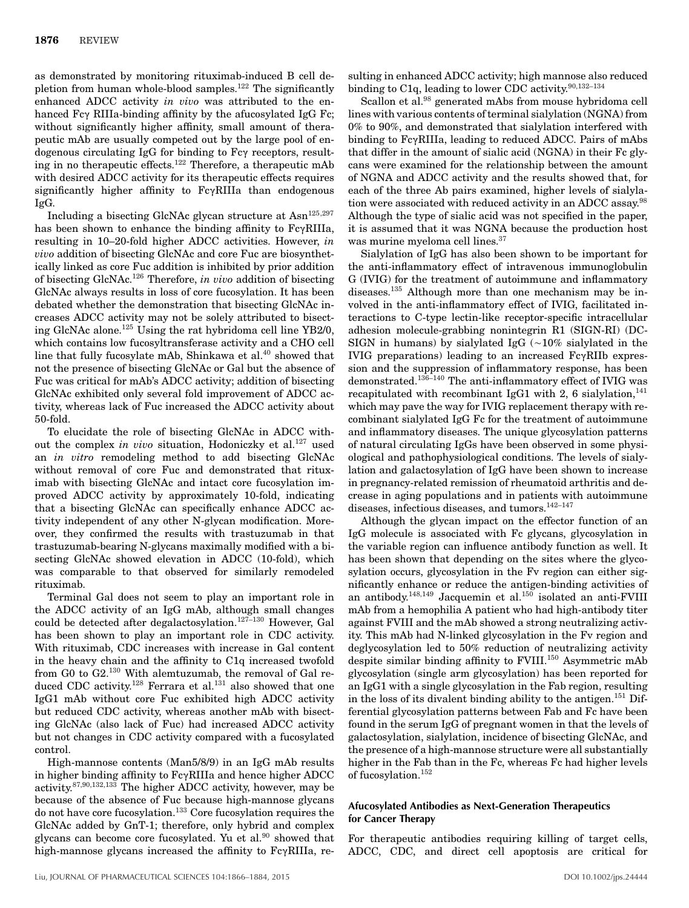as demonstrated by monitoring rituximab-induced B cell depletion from human whole-blood samples.[122] The significantly enhanced ADCC activity *in vivo* was attributed to the enhanced Fcγ RIIIa-binding affinity by the afucosylated IgG Fc; without significantly higher affinity, small amount of therapeutic mAb are usually competed out by the large pool of endogenous circulating IgG for binding to Fcγ receptors, resulting in no therapeutic effects.[122] Therefore, a therapeutic mAb with desired ADCC activity for its therapeutic effects requires significantly higher affinity to FcγRIIIa than endogenous IgG.

Including a bisecting GlcNAc glycan structure at Asn[125,297] has been shown to enhance the binding affinity to FcγRIIIa, resulting in 10–20-fold higher ADCC activities. However, *in vivo* addition of bisecting GlcNAc and core Fuc are biosynthetically linked as core Fuc addition is inhibited by prior addition of bisecting GlcNAc.[126] Therefore, *in vivo* addition of bisecting GlcNAc always results in loss of core fucosylation. It has been debated whether the demonstration that bisecting GlcNAc increases ADCC activity may not be solely attributed to bisecting GlcNAc alone.[125] Using the rat hybridoma cell line YB2/0, which contains low fucosyltransferase activity and a CHO cell line that fully fucosylate mAb, Shinkawa et al.[40] showed that not the presence of bisecting GlcNAc or Gal but the absence of Fuc was critical for mAb's ADCC activity; addition of bisecting GlcNAc exhibited only several fold improvement of ADCC activity, whereas lack of Fuc increased the ADCC activity about 50-fold.

To elucidate the role of bisecting GlcNAc in ADCC without the complex *in vivo* situation, Hodoniczky et al.[127] used an *in vitro* remodeling method to add bisecting GlcNAc without removal of core Fuc and demonstrated that rituximab with bisecting GlcNAc and intact core fucosylation improved ADCC activity by approximately 10-fold, indicating that a bisecting GlcNAc can specifically enhance ADCC activity independent of any other N-glycan modification. Moreover, they confirmed the results with trastuzumab in that trastuzumab-bearing N-glycans maximally modified with a bisecting GlcNAc showed elevation in ADCC (10-fold), which was comparable to that observed for similarly remodeled rituximab.

Terminal Gal does not seem to play an important role in the ADCC activity of an IgG mAb, although small changes could be detected after degalactosylation.[127–130] However, Gal has been shown to play an important role in CDC activity. With rituximab, CDC increases with increase in Gal content in the heavy chain and the affinity to C1q increased twofold from G0 to G2.[130] With alemtuzumab, the removal of Gal reduced CDC activity.[128] Ferrara et al.[131] also showed that one IgG1 mAb without core Fuc exhibited high ADCC activity but reduced CDC activity, whereas another mAb with bisecting GlcNAc (also lack of Fuc) had increased ADCC activity but not changes in CDC activity compared with a fucosylated control.

High-mannose contents (Man5/8/9) in an IgG mAb results in higher binding affinity to FcγRIIIa and hence higher ADCC activity.[87,90,132,133] The higher ADCC activity, however, may be because of the absence of Fuc because high-mannose glycans do not have core fucosylation.[133] Core fucosylation requires the GlcNAc added by GnT-1; therefore, only hybrid and complex glycans can become core fucosylated. Yu et al.[90] showed that high-mannose glycans increased the affinity to FcγRIIIa, resulting in enhanced ADCC activity; high mannose also reduced binding to C1q, leading to lower CDC activity.[90,132–134]

Scallon et al.[98] generated mAbs from mouse hybridoma cell lines with various contents of terminal sialylation (NGNA) from 0% to 90%, and demonstrated that sialylation interfered with binding to FcγRIIIa, leading to reduced ADCC. Pairs of mAbs that differ in the amount of sialic acid (NGNA) in their Fc glycans were examined for the relationship between the amount of NGNA and ADCC activity and the results showed that, for each of the three Ab pairs examined, higher levels of sialylation were associated with reduced activity in an ADCC assay.[98] Although the type of sialic acid was not specified in the paper, it is assumed that it was NGNA because the production host was murine myeloma cell lines.[37]

Sialylation of IgG has also been shown to be important for the anti-inflammatory effect of intravenous immunoglobulin G (IVIG) for the treatment of autoimmune and inflammatory diseases.[135] Although more than one mechanism may be involved in the anti-inflammatory effect of IVIG, facilitated interactions to C-type lectin-like receptor-specific intracellular adhesion molecule-grabbing nonintegrin R1 (SIGN-RI) (DC-SIGN in humans) by sialylated IgG (~10% sialylated in the IVIG preparations) leading to an increased FcγRIIb expression and the suppression of inflammatory response, has been demonstrated.[136–140] The anti-inflammatory effect of IVIG was recapitulated with recombinant IgG1 with 2, 6 sialylation,[141] which may pave the way for IVIG replacement therapy with recombinant sialylated IgG Fc for the treatment of autoimmune and inflammatory diseases. The unique glycosylation patterns of natural circulating IgGs have been observed in some physiological and pathophysiological conditions. The levels of sialylation and galactosylation of IgG have been shown to increase in pregnancy-related remission of rheumatoid arthritis and decrease in aging populations and in patients with autoimmune diseases, infectious diseases, and tumors.[142–147]

Although the glycan impact on the effector function of an IgG molecule is associated with Fc glycans, glycosylation in the variable region can influence antibody function as well. It has been shown that depending on the sites where the glycosylation occurs, glycosylation in the Fv region can either significantly enhance or reduce the antigen-binding activities of an antibody.[148,149] Jacquemin et al.[150] isolated an anti-FVIII mAb from a hemophilia A patient who had high-antibody titer against FVIII and the mAb showed a strong neutralizing activity. This mAb had N-linked glycosylation in the Fv region and deglycosylation led to 50% reduction of neutralizing activity despite similar binding affinity to FVIII.[150] Asymmetric mAb glycosylation (single arm glycosylation) has been reported for an IgG1 with a single glycosylation in the Fab region, resulting in the loss of its divalent binding ability to the antigen.[151] Differential glycosylation patterns between Fab and Fc have been found in the serum IgG of pregnant women in that the levels of galactosylation, sialylation, incidence of bisecting GlcNAc, and the presence of a high-mannose structure were all substantially higher in the Fab than in the Fc, whereas Fc had higher levels of fucosylation.[152]

#### Afucosylated Antibodies as Next-Generation Therapeutics for Cancer Therapy

For therapeutic antibodies requiring killing of target cells, ADCC, CDC, and direct cell apoptosis are critical for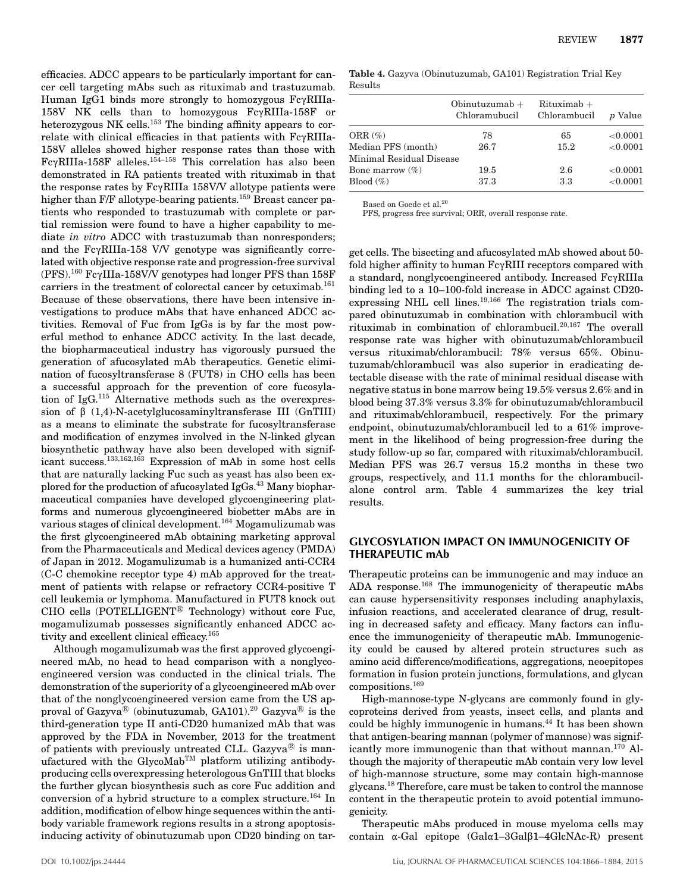efficacies. ADCC appears to be particularly important for cancer cell targeting mAbs such as rituximab and trastuzumab. Human IgG1 binds more strongly to homozygous FcγRIIIa-158V NK cells than to homozygous FcγRIIIa-158F or heterozygous NK cells.[153] The binding affinity appears to correlate with clinical efficacies in that patients with FcγRIIIa-158V alleles showed higher response rates than those with FcγRIIIa-158F alleles.[154–158] This correlation has also been demonstrated in RA patients treated with rituximab in that the response rates by FcγRIIIa 158V/V allotype patients were higher than F/F allotype-bearing patients.[159] Breast cancer patients who responded to trastuzumab with complete or partial remission were found to have a higher capability to mediate *in vitro* ADCC with trastuzumab than nonresponders; and the FcγRIIIa-158 V/V genotype was significantly correlated with objective response rate and progression-free survival (PFS).[160] FcγIIIa-158V/V genotypes had longer PFS than 158F carriers in the treatment of colorectal cancer by cetuximab.[161] Because of these observations, there have been intensive investigations to produce mAbs that have enhanced ADCC activities. Removal of Fuc from IgGs is by far the most powerful method to enhance ADCC activity. In the last decade, the biopharmaceutical industry has vigorously pursued the generation of afucosylated mAb therapeutics. Genetic elimination of fucosyltransferase 8 (FUT8) in CHO cells has been a successful approach for the prevention of core fucosylation of IgG.[115] Alternative methods such as the overexpression of β (1,4)-N-acetylglucosaminyltransferase III (GnTIII) as a means to eliminate the substrate for fucosyltransferase and modification of enzymes involved in the N-linked glycan biosynthetic pathway have also been developed with significant success.[133,162,163] Expression of mAb in some host cells that are naturally lacking Fuc such as yeast has also been explored for the production of afucosylated IgGs.[43] Many biopharmaceutical companies have developed glycoengineering platforms and numerous glycoengineered biobetter mAbs are in various stages of clinical development.[164] Mogamulizumab was the first glycoengineered mAb obtaining marketing approval from the Pharmaceuticals and Medical devices agency (PMDA) of Japan in 2012. Mogamulizumab is a humanized anti-CCR4 (C-C chemokine receptor type 4) mAb approved for the treatment of patients with relapse or refractory CCR4-positive T cell leukemia or lymphoma. Manufactured in FUT8 knock out CHO cells (POTELLIGENT® Technology) without core Fuc, mogamulizumab possesses significantly enhanced ADCC activity and excellent clinical efficacy.[165]

Although mogamulizumab was the first approved glycoengineered mAb, no head to head comparison with a nonglycoengineered version was conducted in the clinical trials. The demonstration of the superiority of a glycoengineered mAb over that of the nonglycoengineered version came from the US approval of Gazyva® (obinutuzumab, GA101).[20] Gazyva® is the third-generation type II anti-CD20 humanized mAb that was approved by the FDA in November, 2013 for the treatment of patients with previously untreated CLL. Gazyva® is manufactured with the GlycoMab™ platform utilizing antibody-producing cells overexpressing heterologous GnTIII that blocks the further glycan biosynthesis such as core Fuc addition and conversion of a hybrid structure to a complex structure.[164] In addition, modification of elbow hinge sequences within the antibody variable framework regions results in a strong apoptosis-inducing activity of obinutuzumab upon CD20 binding on target cells. The bisecting and afucosylated mAb showed about 50-fold higher affinity to human FcγRIII receptors compared with a standard, nonglycoengineered antibody. Increased FcγRIIIa binding led to a 10–100-fold increase in ADCC against CD20-expressing NHL cell lines.[19,166] The registration trials compared obinutuzumab in combination with chlorambucil with rituximab in combination of chlorambucil.[20,167] The overall response rate was higher with obinutuzumab/chlorambucil versus rituximab/chlorambucil: 78% versus 65%. Obinutuzumab/chlorambucil was also superior in eradicating detectable disease with the rate of minimal residual disease with negative status in bone marrow being 19.5% versus 2.6% and in blood being 37.3% versus 3.3% for obinutuzumab/chlorambucil and rituximab/chlorambucil, respectively. For the primary endpoint, obinutuzumab/chlorambucil led to a 61% improvement in the likelihood of being progression-free during the study follow-up so far, compared with rituximab/chlorambucil. Median PFS was 26.7 versus 15.2 months in these two groups, respectively, and 11.1 months for the chlorambucil-alone control arm. Table 4 summarizes the key trial results.

**Table 4.** Gazyva (Obinutuzumab, GA101) Registration Trial Key Results

| | Obinutuzumab + Chloramubucil | Rituximab + Chlorambucil | *p* Value |
|---|---|---|---|
| ORR (%) | 78 | 65 | <0.0001 |
| Median PFS (month) | 26.7 | 15.2 | <0.0001 |
| Minimal Residual Disease | | | |
| Bone marrow (%) | 19.5 | 2.6 | <0.0001 |
| Blood (%) | 37.3 | 3.3 | <0.0001 |

Based on Goede et al.[20]
PFS, progress free survival; ORR, overall response rate.

## GLYCOSYLATION IMPACT ON IMMUNOGENICITY OF THERAPEUTIC mAb

Therapeutic proteins can be immunogenic and may induce an ADA response.[168] The immunogenicity of therapeutic mAbs can cause hypersensitivity responses including anaphylaxis, infusion reactions, and accelerated clearance of drug, resulting in decreased safety and efficacy. Many factors can influence the immunogenicity of therapeutic mAb. Immunogenicity could be caused by altered protein structures such as amino acid difference/modifications, aggregations, neoepitopes formation in fusion protein junctions, formulations, and glycan compositions.[169]

High-mannose-type N-glycans are commonly found in glycoproteins derived from yeasts, insect cells, and plants and could be highly immunogenic in humans.[44] It has been shown that antigen-bearing mannan (polymer of mannose) was significantly more immunogenic than that without mannan.[170] Although the majority of therapeutic mAb contain very low level of high-mannose structure, some may contain high-mannose glycans.[18] Therefore, care must be taken to control the mannose content in the therapeutic protein to avoid potential immunogenicity.

Therapeutic mAbs produced in mouse myeloma cells may contain α-Gal epitope (Galα1–3Galβ1–4GlcNAc-R) present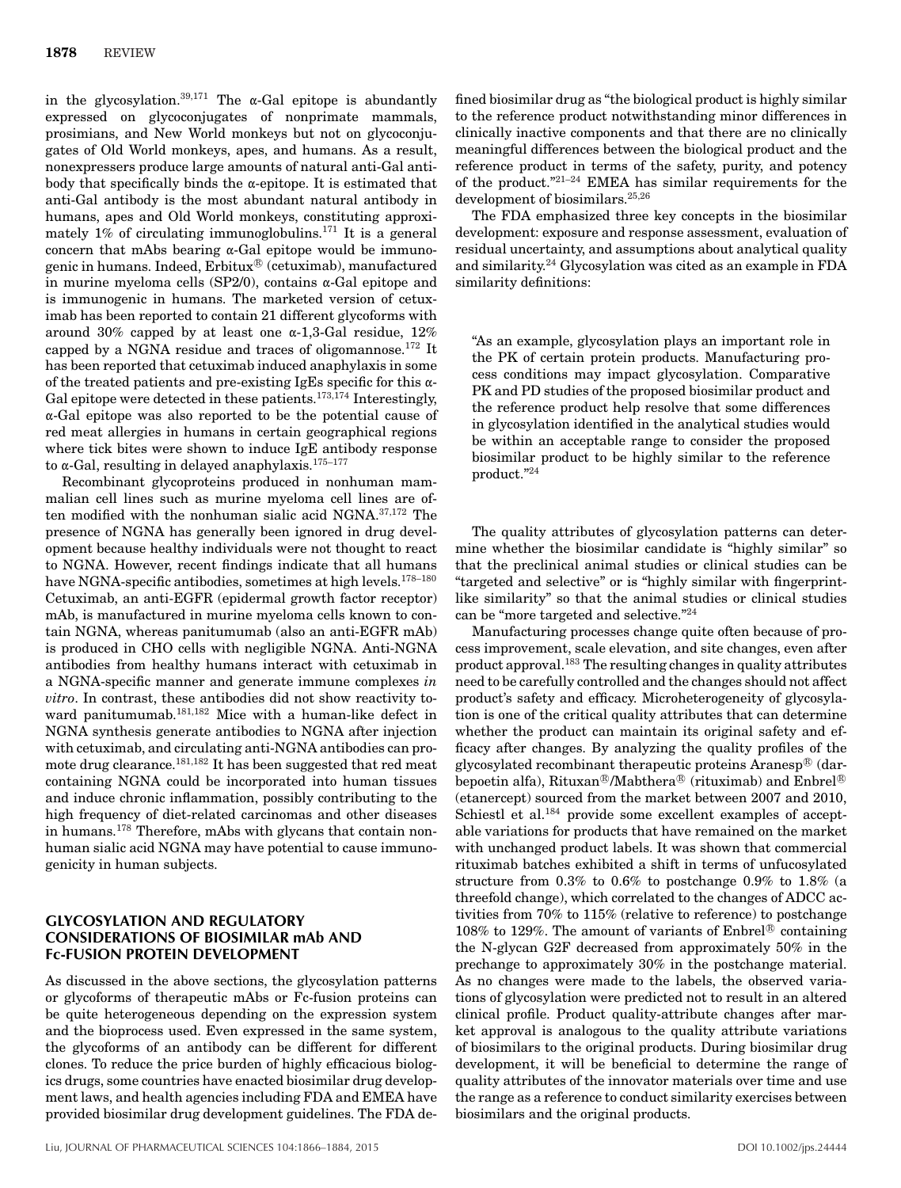in the glycosylation.[39,171] The α-Gal epitope is abundantly expressed on glycoconjugates of nonprimate mammals, prosimians, and New World monkeys but not on glycoconjugates of Old World monkeys, apes, and humans. As a result, nonexpressers produce large amounts of natural anti-Gal antibody that specifically binds the α-epitope. It is estimated that anti-Gal antibody is the most abundant natural antibody in humans, apes and Old World monkeys, constituting approximately 1% of circulating immunoglobulins.[171] It is a general concern that mAbs bearing α-Gal epitope would be immunogenic in humans. Indeed, Erbitux® (cetuximab), manufactured in murine myeloma cells (SP2/0), contains α-Gal epitope and is immunogenic in humans. The marketed version of cetuximab has been reported to contain 21 different glycoforms with around 30% capped by at least one α-1,3-Gal residue, 12% capped by a NGNA residue and traces of oligomannose.[172] It has been reported that cetuximab induced anaphylaxis in some of the treated patients and pre-existing IgEs specific for this α-Gal epitope were detected in these patients.[173,174] Interestingly, α-Gal epitope was also reported to be the potential cause of red meat allergies in humans in certain geographical regions where tick bites were shown to induce IgE antibody response to α-Gal, resulting in delayed anaphylaxis.[175–177]

Recombinant glycoproteins produced in nonhuman mammalian cell lines such as murine myeloma cell lines are often modified with the nonhuman sialic acid NGNA.[37,172] The presence of NGNA has generally been ignored in drug development because healthy individuals were not thought to react to NGNA. However, recent findings indicate that all humans have NGNA-specific antibodies, sometimes at high levels.[178–180] Cetuximab, an anti-EGFR (epidermal growth factor receptor) mAb, is manufactured in murine myeloma cells known to contain NGNA, whereas panitumumab (also an anti-EGFR mAb) is produced in CHO cells with negligible NGNA. Anti-NGNA antibodies from healthy humans interact with cetuximab in a NGNA-specific manner and generate immune complexes *in vitro*. In contrast, these antibodies did not show reactivity toward panitumumab.[181,182] Mice with a human-like defect in NGNA synthesis generate antibodies to NGNA after injection with cetuximab, and circulating anti-NGNA antibodies can promote drug clearance.[181,182] It has been suggested that red meat containing NGNA could be incorporated into human tissues and induce chronic inflammation, possibly contributing to the high frequency of diet-related carcinomas and other diseases in humans.[178] Therefore, mAbs with glycans that contain nonhuman sialic acid NGNA may have potential to cause immunogenicity in human subjects.

## GLYCOSYLATION AND REGULATORY CONSIDERATIONS OF BIOSIMILAR mAb AND Fc-FUSION PROTEIN DEVELOPMENT

As discussed in the above sections, the glycosylation patterns or glycoforms of therapeutic mAbs or Fc-fusion proteins can be quite heterogeneous depending on the expression system and the bioprocess used. Even expressed in the same system, the glycoforms of an antibody can be different for different clones. To reduce the price burden of highly efficacious biologics drugs, some countries have enacted biosimilar drug development laws, and health agencies including FDA and EMEA have provided biosimilar drug development guidelines. The FDA defined biosimilar drug as "the biological product is highly similar to the reference product notwithstanding minor differences in clinically inactive components and that there are no clinically meaningful differences between the biological product and the reference product in terms of the safety, purity, and potency of the product."[21–24] EMEA has similar requirements for the development of biosimilars.[25,26]

The FDA emphasized three key concepts in the biosimilar development: exposure and response assessment, evaluation of residual uncertainty, and assumptions about analytical quality and similarity.[24] Glycosylation was cited as an example in FDA similarity definitions:

> "As an example, glycosylation plays an important role in the PK of certain protein products. Manufacturing process conditions may impact glycosylation. Comparative PK and PD studies of the proposed biosimilar product and the reference product help resolve that some differences in glycosylation identified in the analytical studies would be within an acceptable range to consider the proposed biosimilar product to be highly similar to the reference product."[24]

The quality attributes of glycosylation patterns can determine whether the biosimilar candidate is "highly similar" so that the preclinical animal studies or clinical studies can be "targeted and selective" or is "highly similar with fingerprint-like similarity" so that the animal studies or clinical studies can be "more targeted and selective."[24]

Manufacturing processes change quite often because of process improvement, scale elevation, and site changes, even after product approval.[183] The resulting changes in quality attributes need to be carefully controlled and the changes should not affect product's safety and efficacy. Microheterogeneity of glycosylation is one of the critical quality attributes that can determine whether the product can maintain its original safety and efficacy after changes. By analyzing the quality profiles of the glycosylated recombinant therapeutic proteins Aranesp® (darbepoetin alfa), Rituxan®/Mabthera® (rituximab) and Enbrel® (etanercept) sourced from the market between 2007 and 2010, Schiestl et al.[184] provide some excellent examples of acceptable variations for products that have remained on the market with unchanged product labels. It was shown that commercial rituximab batches exhibited a shift in terms of unfucosylated structure from 0.3% to 0.6% to postchange 0.9% to 1.8% (a threefold change), which correlated to the changes of ADCC activities from 70% to 115% (relative to reference) to postchange 108% to 129%. The amount of variants of Enbrel® containing the N-glycan G2F decreased from approximately 50% in the prechange to approximately 30% in the postchange material. As no changes were made to the labels, the observed variations of glycosylation were predicted not to result in an altered clinical profile. Product quality-attribute changes after market approval is analogous to the quality attribute variations of biosimilars to the original products. During biosimilar drug development, it will be beneficial to determine the range of quality attributes of the innovator materials over time and use the range as a reference to conduct similarity exercises between biosimilars and the original products.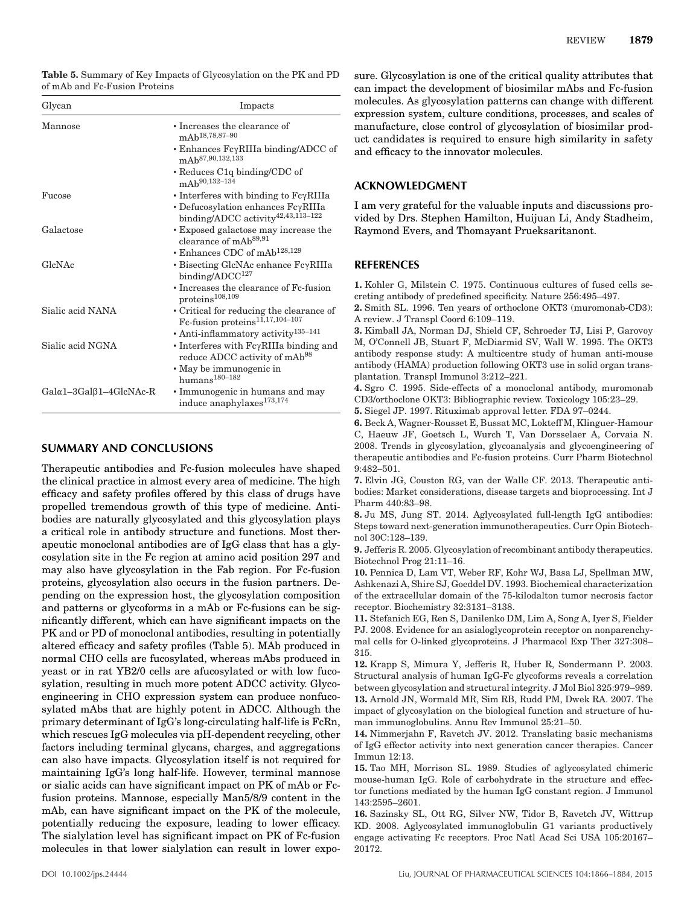**Table 5.** Summary of Key Impacts of Glycosylation on the PK and PD of mAb and Fc-Fusion Proteins

| Glycan | Impacts |
|---|---|
| Mannose | • Increases the clearance of mAb[18,78,87–90] |
| | • Enhances FcγRIIIa binding/ADCC of mAb[87,90,132,133] |
| | • Reduces C1q binding/CDC of mAb[90,132–134] |
| Fucose | • Interferes with binding to FcγRIIIa |
| | • Defucosylation enhances FcγRIIIa binding/ADCC activity[42,43,113–122] |
| Galactose | • Exposed galactose may increase the clearance of mAb[89,91] |
| | • Enhances CDC of mAb[128,129] |
| GlcNAc | • Bisecting GlcNAc enhance FcγRIIIa binding/ADCC[127] |
| | • Increases the clearance of Fc-fusion proteins[108,109] |
| Sialic acid NANA | • Critical for reducing the clearance of Fc-fusion proteins[11,17,104–107] |
| | • Anti-inflammatory activity[135–141] |
| Sialic acid NGNA | • Interferes with FcγRIIIa binding and reduce ADCC activity of mAb[98] |
| | • May be immunogenic in humans[180–182] |
| Galα1–3Galβ1–4GlcNAc-R | • Immunogenic in humans and may induce anaphylaxes[173,174] |

## SUMMARY AND CONCLUSIONS

Therapeutic antibodies and Fc-fusion molecules have shaped the clinical practice in almost every area of medicine. The high efficacy and safety profiles offered by this class of drugs have propelled tremendous growth of this type of medicine. Antibodies are naturally glycosylated and this glycosylation plays a critical role in antibody structure and functions. Most therapeutic monoclonal antibodies are of IgG class that has a glycosylation site in the Fc region at amino acid position 297 and may also have glycosylation in the Fab region. For Fc-fusion proteins, glycosylation also occurs in the fusion partners. Depending on the expression host, the glycosylation composition and patterns or glycoforms in a mAb or Fc-fusions can be significantly different, which can have significant impacts on the PK and or PD of monoclonal antibodies, resulting in potentially altered efficacy and safety profiles (Table 5). MAb produced in normal CHO cells are fucosylated, whereas mAbs produced in yeast or in rat YB2/0 cells are afucosylated or with low fucosylation, resulting in much more potent ADCC activity. Glycoengineering in CHO expression system can produce nonfucosylated mAbs that are highly potent in ADCC. Although the primary determinant of IgG's long-circulating half-life is FcRn, which rescues IgG molecules via pH-dependent recycling, other factors including terminal glycans, charges, and aggregations can also have impacts. Glycosylation itself is not required for maintaining IgG's long half-life. However, terminal mannose or sialic acids can have significant impact on PK of mAb or Fc-fusion proteins. Mannose, especially Man5/8/9 content in the mAb, can have significant impact on the PK of the molecule, potentially reducing the exposure, leading to lower efficacy. The sialylation level has significant impact on PK of Fc-fusion molecules in that lower sialylation can result in lower exposure. Glycosylation is one of the critical quality attributes that can impact the development of biosimilar mAbs and Fc-fusion molecules. As glycosylation patterns can change with different expression system, culture conditions, processes, and scales of manufacture, close control of glycosylation of biosimilar product candidates is required to ensure high similarity in safety and efficacy to the innovator molecules.

## ACKNOWLEDGMENT

I am very grateful for the valuable inputs and discussions provided by Drs. Stephen Hamilton, Huijuan Li, Andy Stadheim, Raymond Evers, and Thomayant Prueksaritanont.

## REFERENCES

**1.** Kohler G, Milstein C. 1975. Continuous cultures of fused cells secreting antibody of predefined specificity. Nature 256:495–497.

**2.** Smith SL. 1996. Ten years of orthoclone OKT3 (muromonab-CD3): A review. J Transpl Coord 6:109–119.

**3.** Kimball JA, Norman DJ, Shield CF, Schroeder TJ, Lisi P, Garovoy M, O'Connell JB, Stuart F, McDiarmid SV, Wall W. 1995. The OKT3 antibody response study: A multicentre study of human anti-mouse antibody (HAMA) production following OKT3 use in solid organ transplantation. Transpl Immunol 3:212–221.

**4.** Sgro C. 1995. Side-effects of a monoclonal antibody, muromonab CD3/orthoclone OKT3: Bibliographic review. Toxicology 105:23–29.

**5.** Siegel JP. 1997. Rituximab approval letter. FDA 97–0244.

**6.** Beck A, Wagner-Rousset E, Bussat MC, Lokteff M, Klinguer-Hamour C, Haeuw JF, Goetsch L, Wurch T, Van Dorsselaer A, Corvaia N. 2008. Trends in glycosylation, glycoanalysis and glycoengineering of therapeutic antibodies and Fc-fusion proteins. Curr Pharm Biotechnol 9:482–501.

**7.** Elvin JG, Couston RG, van der Walle CF. 2013. Therapeutic antibodies: Market considerations, disease targets and bioprocessing. Int J Pharm 440:83–98.

**8.** Ju MS, Jung ST. 2014. Aglycosylated full-length IgG antibodies: Steps toward next-generation immunotherapeutics. Curr Opin Biotechnol 30C:128–139.

**9.** Jefferis R. 2005. Glycosylation of recombinant antibody therapeutics. Biotechnol Prog 21:11–16.

**10.** Pennica D, Lam VT, Weber RF, Kohr WJ, Basa LJ, Spellman MW, Ashkenazi A, Shire SJ, Goeddel DV. 1993. Biochemical characterization of the extracellular domain of the 75-kilodalton tumor necrosis factor receptor. Biochemistry 32:3131–3138.

**11.** Stefanich EG, Ren S, Danilenko DM, Lim A, Song A, Iyer S, Fielder PJ. 2008. Evidence for an asialoglycoprotein receptor on nonparenchymal cells for O-linked glycoproteins. J Pharmacol Exp Ther 237:308–315.

**12.** Krapp S, Mimura Y, Jefferis R, Huber R, Sondermann P. 2003. Structural analysis of human IgG-Fc glycoforms reveals a correlation between glycosylation and structural integrity. J Mol Biol 325:979–989.

**13.** Arnold JN, Wormald MR, Sim RB, Rudd PM, Dwek RA. 2007. The impact of glycosylation on the biological function and structure of human immunoglobulins. Annu Rev Immunol 25:21–50.

**14.** Nimmerjahn F, Ravetch JV. 2012. Translating basic mechanisms of IgG effector activity into next generation cancer therapies. Cancer Immun 12:13.

**15.** Tao MH, Morrison SL. 1989. Studies of aglycosylated chimeric mouse-human IgG. Role of carbohydrate in the structure and effector functions mediated by the human IgG constant region. J Immunol 143:2595–2601.

**16.** Sazinsky SL, Ott RG, Silver NW, Tidor B, Ravetch JV, Wittrup KD. 2008. Aglycosylated immunoglobulin G1 variants productively engage activating Fc receptors. Proc Natl Acad Sci USA 105:20167–20172.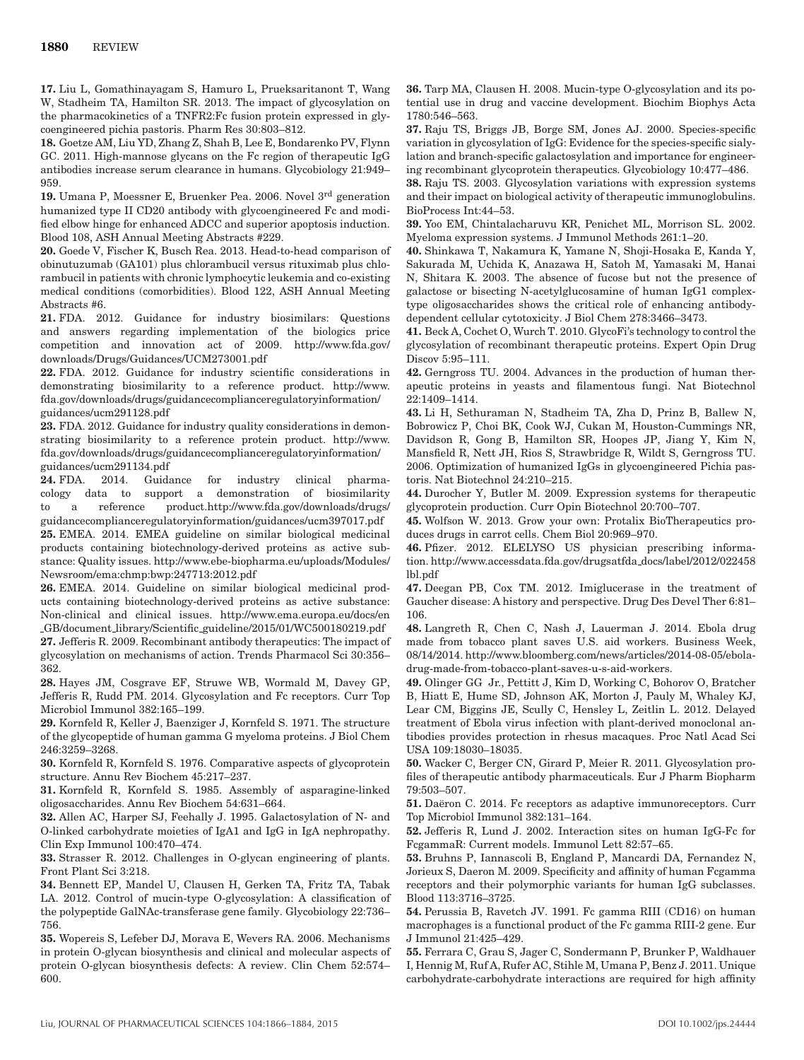**17.** Liu L, Gomathinayagam S, Hamuro L, Prueksaritanont T, Wang W, Stadheim TA, Hamilton SR. 2013. The impact of glycosylation on the pharmacokinetics of a TNFR2:Fc fusion protein expressed in glycoengineered pichia pastoris. Pharm Res 30:803–812.

**18.** Goetze AM, Liu YD, Zhang Z, Shah B, Lee E, Bondarenko PV, Flynn GC. 2011. High-mannose glycans on the Fc region of therapeutic IgG antibodies increase serum clearance in humans. Glycobiology 21:949–959.

**19.** Umana P, Moessner E, Bruenker Pea. 2006. Novel 3[rd] generation humanized type II CD20 antibody with glycoengineered Fc and modified elbow hinge for enhanced ADCC and superior apoptosis induction. Blood 108, ASH Annual Meeting Abstracts #229.

**20.** Goede V, Fischer K, Busch Rea. 2013. Head-to-head comparison of obinutuzumab (GA101) plus chlorambucil versus rituximab plus chlorambucil in patients with chronic lymphocytic leukemia and co-existing medical conditions (comorbidities). Blood 122, ASH Annual Meeting Abstracts #6.

**21.** FDA. 2012. Guidance for industry biosimilars: Questions and answers regarding implementation of the biologics price competition and innovation act of 2009. http://www.fda.gov/downloads/Drugs/Guidances/UCM273001.pdf

**22.** FDA. 2012. Guidance for industry scientific considerations in demonstrating biosimilarity to a reference product. http://www.fda.gov/downloads/drugs/guidancecomplianceregulatoryinformation/guidances/ucm291128.pdf

**23.** FDA. 2012. Guidance for industry quality considerations in demonstrating biosimilarity to a reference protein product. http://www.fda.gov/downloads/drugs/guidancecomplianceregulatoryinformation/guidances/ucm291134.pdf

**24.** FDA. 2014. Guidance for industry clinical pharmacology data to support a demonstration of biosimilarity to a reference product.http://www.fda.gov/downloads/drugs/guidancecomplianceregulatoryinformation/guidances/ucm397017.pdf

**25.** EMEA. 2014. EMEA guideline on similar biological medicinal products containing biotechnology-derived proteins as active substance: Quality issues. http://www.ebe-biopharma.eu/uploads/Modules/Newsroom/ema:chmp:bwp:247713:2012.pdf

**26.** EMEA. 2014. Guideline on similar biological medicinal products containing biotechnology-derived proteins as active substance: Non-clinical and clinical issues. http://www.ema.europa.eu/docs/en_GB/document_library/Scientific_guideline/2015/01/WC500180219.pdf

**27.** Jefferis R. 2009. Recombinant antibody therapeutics: The impact of glycosylation on mechanisms of action. Trends Pharmacol Sci 30:356–362.

**28.** Hayes JM, Cosgrave EF, Struwe WB, Wormald M, Davey GP, Jefferis R, Rudd PM. 2014. Glycosylation and Fc receptors. Curr Top Microbiol Immunol 382:165–199.

**29.** Kornfeld R, Keller J, Baenziger J, Kornfeld S. 1971. The structure of the glycopeptide of human gamma G myeloma proteins. J Biol Chem 246:3259–3268.

**30.** Kornfeld R, Kornfeld S. 1976. Comparative aspects of glycoprotein structure. Annu Rev Biochem 45:217–237.

**31.** Kornfeld R, Kornfeld S. 1985. Assembly of asparagine-linked oligosaccharides. Annu Rev Biochem 54:631–664.

**32.** Allen AC, Harper SJ, Feehally J. 1995. Galactosylation of N- and O-linked carbohydrate moieties of IgA1 and IgG in IgA nephropathy. Clin Exp Immunol 100:470–474.

**33.** Strasser R. 2012. Challenges in O-glycan engineering of plants. Front Plant Sci 3:218.

**34.** Bennett EP, Mandel U, Clausen H, Gerken TA, Fritz TA, Tabak LA. 2012. Control of mucin-type O-glycosylation: A classification of the polypeptide GalNAc-transferase gene family. Glycobiology 22:736–756.

**35.** Wopereis S, Lefeber DJ, Morava E, Wevers RA. 2006. Mechanisms in protein O-glycan biosynthesis and clinical and molecular aspects of protein O-glycan biosynthesis defects: A review. Clin Chem 52:574–600.

**36.** Tarp MA, Clausen H. 2008. Mucin-type O-glycosylation and its potential use in drug and vaccine development. Biochim Biophys Acta 1780:546–563.

**37.** Raju TS, Briggs JB, Borge SM, Jones AJ. 2000. Species-specific variation in glycosylation of IgG: Evidence for the species-specific sialylation and branch-specific galactosylation and importance for engineering recombinant glycoprotein therapeutics. Glycobiology 10:477–486.

**38.** Raju TS. 2003. Glycosylation variations with expression systems and their impact on biological activity of therapeutic immunoglobulins. BioProcess Int:44–53.

**39.** Yoo EM, Chintalacharuvu KR, Penichet ML, Morrison SL. 2002. Myeloma expression systems. J Immunol Methods 261:1–20.

**40.** Shinkawa T, Nakamura K, Yamane N, Shoji-Hosaka E, Kanda Y, Sakurada M, Uchida K, Anazawa H, Satoh M, Yamasaki M, Hanai N, Shitara K. 2003. The absence of fucose but not the presence of galactose or bisecting N-acetylglucosamine of human IgG1 complex-type oligosaccharides shows the critical role of enhancing antibody-dependent cellular cytotoxicity. J Biol Chem 278:3466–3473.

**41.** Beck A, Cochet O, Wurch T. 2010. GlycoFi's technology to control the glycosylation of recombinant therapeutic proteins. Expert Opin Drug Discov 5:95–111.

**42.** Gerngross TU. 2004. Advances in the production of human therapeutic proteins in yeasts and filamentous fungi. Nat Biotechnol 22:1409–1414.

**43.** Li H, Sethuraman N, Stadheim TA, Zha D, Prinz B, Ballew N, Bobrowicz P, Choi BK, Cook WJ, Cukan M, Houston-Cummings NR, Davidson R, Gong B, Hamilton SR, Hoopes JP, Jiang Y, Kim N, Mansfield R, Nett JH, Rios S, Strawbridge R, Wildt S, Gerngross TU. 2006. Optimization of humanized IgGs in glycoengineered Pichia pastoris. Nat Biotechnol 24:210–215.

**44.** Durocher Y, Butler M. 2009. Expression systems for therapeutic glycoprotein production. Curr Opin Biotechnol 20:700–707.

**45.** Wolfson W. 2013. Grow your own: Protalix BioTherapeutics produces drugs in carrot cells. Chem Biol 20:969–970.

**46.** Pfizer. 2012. ELELYSO US physician prescribing information. http://www.accessdata.fda.gov/drugsatfda_docs/label/2012/022458lbl.pdf

**47.** Deegan PB, Cox TM. 2012. Imiglucerase in the treatment of Gaucher disease: A history and perspective. Drug Des Devel Ther 6:81–106.

**48.** Langreth R, Chen C, Nash J, Lauerman J. 2014. Ebola drug made from tobacco plant saves U.S. aid workers. Business Week, 08/14/2014. http://www.bloomberg.com/news/articles/2014-08-05/ebola-drug-made-from-tobacco-plant-saves-u-s-aid-workers.

**49.** Olinger GG Jr., Pettitt J, Kim D, Working C, Bohorov O, Bratcher B, Hiatt E, Hume SD, Johnson AK, Morton J, Pauly M, Whaley KJ, Lear CM, Biggins JE, Scully C, Hensley L, Zeitlin L. 2012. Delayed treatment of Ebola virus infection with plant-derived monoclonal antibodies provides protection in rhesus macaques. Proc Natl Acad Sci USA 109:18030–18035.

**50.** Wacker C, Berger CN, Girard P, Meier R. 2011. Glycosylation profiles of therapeutic antibody pharmaceuticals. Eur J Pharm Biopharm 79:503–507.

**51.** Daëron C. 2014. Fc receptors as adaptive immunoreceptors. Curr Top Microbiol Immunol 382:131–164.

**52.** Jefferis R, Lund J. 2002. Interaction sites on human IgG-Fc for FcgammaR: Current models. Immunol Lett 82:57–65.

**53.** Bruhns P, Iannascoli B, England P, Mancardi DA, Fernandez N, Jorieux S, Daeron M. 2009. Specificity and affinity of human Fcgamma receptors and their polymorphic variants for human IgG subclasses. Blood 113:3716–3725.

**54.** Perussia B, Ravetch JV. 1991. Fc gamma RIII (CD16) on human macrophages is a functional product of the Fc gamma RIII-2 gene. Eur J Immunol 21:425–429.

**55.** Ferrara C, Grau S, Jager C, Sondermann P, Brunker P, Waldhauer I, Hennig M, Ruf A, Rufer AC, Stihle M, Umana P, Benz J. 2011. Unique carbohydrate-carbohydrate interactions are required for high affinity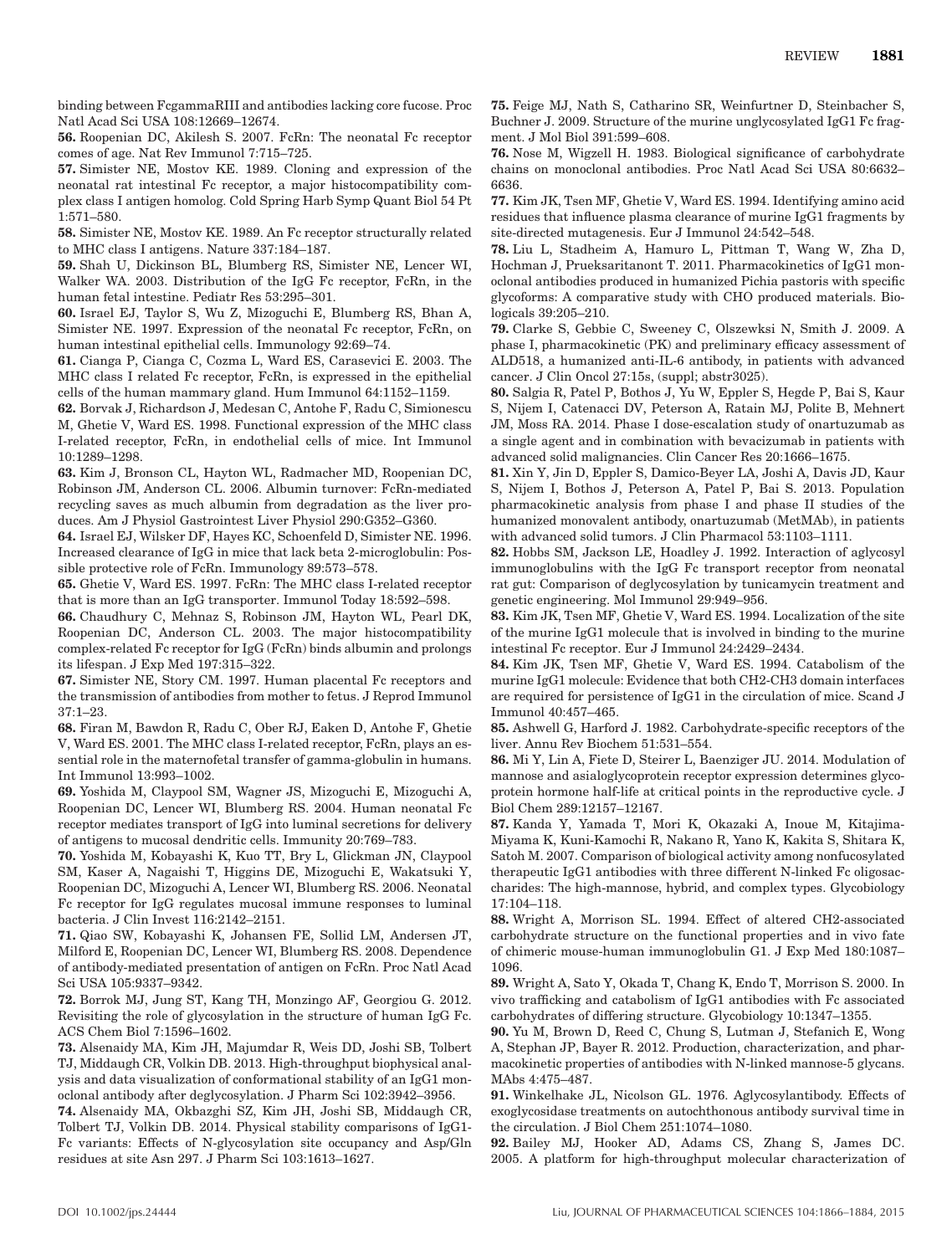binding between FcgammaRIII and antibodies lacking core fucose. Proc Natl Acad Sci USA 108:12669–12674.

**56.** Roopenian DC, Akilesh S. 2007. FcRn: The neonatal Fc receptor comes of age. Nat Rev Immunol 7:715–725.

**57.** Simister NE, Mostov KE. 1989. Cloning and expression of the neonatal rat intestinal Fc receptor, a major histocompatibility complex class I antigen homolog. Cold Spring Harb Symp Quant Biol 54 Pt 1:571–580.

**58.** Simister NE, Mostov KE. 1989. An Fc receptor structurally related to MHC class I antigens. Nature 337:184–187.

**59.** Shah U, Dickinson BL, Blumberg RS, Simister NE, Lencer WI, Walker WA. 2003. Distribution of the IgG Fc receptor, FcRn, in the human fetal intestine. Pediatr Res 53:295–301.

**60.** Israel EJ, Taylor S, Wu Z, Mizoguchi E, Blumberg RS, Bhan A, Simister NE. 1997. Expression of the neonatal Fc receptor, FcRn, on human intestinal epithelial cells. Immunology 92:69–74.

**61.** Cianga P, Cianga C, Cozma L, Ward ES, Carasevici E. 2003. The MHC class I related Fc receptor, FcRn, is expressed in the epithelial cells of the human mammary gland. Hum Immunol 64:1152–1159.

**62.** Borvak J, Richardson J, Medesan C, Antohe F, Radu C, Simionescu M, Ghetie V, Ward ES. 1998. Functional expression of the MHC class I-related receptor, FcRn, in endothelial cells of mice. Int Immunol 10:1289–1298.

**63.** Kim J, Bronson CL, Hayton WL, Radmacher MD, Roopenian DC, Robinson JM, Anderson CL. 2006. Albumin turnover: FcRn-mediated recycling saves as much albumin from degradation as the liver produces. Am J Physiol Gastrointest Liver Physiol 290:G352–G360.

**64.** Israel EJ, Wilsker DF, Hayes KC, Schoenfeld D, Simister NE. 1996. Increased clearance of IgG in mice that lack beta 2-microglobulin: Possible protective role of FcRn. Immunology 89:573–578.

**65.** Ghetie V, Ward ES. 1997. FcRn: The MHC class I-related receptor that is more than an IgG transporter. Immunol Today 18:592–598.

**66.** Chaudhury C, Mehnaz S, Robinson JM, Hayton WL, Pearl DK, Roopenian DC, Anderson CL. 2003. The major histocompatibility complex-related Fc receptor for IgG (FcRn) binds albumin and prolongs its lifespan. J Exp Med 197:315–322.

**67.** Simister NE, Story CM. 1997. Human placental Fc receptors and the transmission of antibodies from mother to fetus. J Reprod Immunol 37:1–23.

**68.** Firan M, Bawdon R, Radu C, Ober RJ, Eaken D, Antohe F, Ghetie V, Ward ES. 2001. The MHC class I-related receptor, FcRn, plays an essential role in the maternofetal transfer of gamma-globulin in humans. Int Immunol 13:993–1002.

**69.** Yoshida M, Claypool SM, Wagner JS, Mizoguchi E, Mizoguchi A, Roopenian DC, Lencer WI, Blumberg RS. 2004. Human neonatal Fc receptor mediates transport of IgG into luminal secretions for delivery of antigens to mucosal dendritic cells. Immunity 20:769–783.

**70.** Yoshida M, Kobayashi K, Kuo TT, Bry L, Glickman JN, Claypool SM, Kaser A, Nagaishi T, Higgins DE, Mizoguchi E, Wakatsuki Y, Roopenian DC, Mizoguchi A, Lencer WI, Blumberg RS. 2006. Neonatal Fc receptor for IgG regulates mucosal immune responses to luminal bacteria. J Clin Invest 116:2142–2151.

**71.** Qiao SW, Kobayashi K, Johansen FE, Sollid LM, Andersen JT, Milford E, Roopenian DC, Lencer WI, Blumberg RS. 2008. Dependence of antibody-mediated presentation of antigen on FcRn. Proc Natl Acad Sci USA 105:9337–9342.

**72.** Borrok MJ, Jung ST, Kang TH, Monzingo AF, Georgiou G. 2012. Revisiting the role of glycosylation in the structure of human IgG Fc. ACS Chem Biol 7:1596–1602.

**73.** Alsenaidy MA, Kim JH, Majumdar R, Weis DD, Joshi SB, Tolbert TJ, Middaugh CR, Volkin DB. 2013. High-throughput biophysical analysis and data visualization of conformational stability of an IgG1 monoclonal antibody after deglycosylation. J Pharm Sci 102:3942–3956.

**74.** Alsenaidy MA, Okbazghi SZ, Kim JH, Joshi SB, Middaugh CR, Tolbert TJ, Volkin DB. 2014. Physical stability comparisons of IgG1-Fc variants: Effects of N-glycosylation site occupancy and Asp/Gln residues at site Asn 297. J Pharm Sci 103:1613–1627.

**75.** Feige MJ, Nath S, Catharino SR, Weinfurtner D, Steinbacher S, Buchner J. 2009. Structure of the murine unglycosylated IgG1 Fc fragment. J Mol Biol 391:599–608.

**76.** Nose M, Wigzell H. 1983. Biological significance of carbohydrate chains on monoclonal antibodies. Proc Natl Acad Sci USA 80:6632–6636.

**77.** Kim JK, Tsen MF, Ghetie V, Ward ES. 1994. Identifying amino acid residues that influence plasma clearance of murine IgG1 fragments by site-directed mutagenesis. Eur J Immunol 24:542–548.

**78.** Liu L, Stadheim A, Hamuro L, Pittman T, Wang W, Zha D, Hochman J, Prueksaritanont T. 2011. Pharmacokinetics of IgG1 monoclonal antibodies produced in humanized Pichia pastoris with specific glycoforms: A comparative study with CHO produced materials. Biologicals 39:205–210.

**79.** Clarke S, Gebbie C, Sweeney C, Olszewksi N, Smith J. 2009. A phase I, pharmacokinetic (PK) and preliminary efficacy assessment of ALD518, a humanized anti-IL-6 antibody, in patients with advanced cancer. J Clin Oncol 27:15s, (suppl; abstr3025).

**80.** Salgia R, Patel P, Bothos J, Yu W, Eppler S, Hegde P, Bai S, Kaur S, Nijem I, Catenacci DV, Peterson A, Ratain MJ, Polite B, Mehnert JM, Moss RA. 2014. Phase I dose-escalation study of onartuzumab as a single agent and in combination with bevacizumab in patients with advanced solid malignancies. Clin Cancer Res 20:1666–1675.

**81.** Xin Y, Jin D, Eppler S, Damico-Beyer LA, Joshi A, Davis JD, Kaur S, Nijem I, Bothos J, Peterson A, Patel P, Bai S. 2013. Population pharmacokinetic analysis from phase I and phase II studies of the humanized monovalent antibody, onartuzumab (MetMAb), in patients with advanced solid tumors. J Clin Pharmacol 53:1103–1111.

**82.** Hobbs SM, Jackson LE, Hoadley J. 1992. Interaction of aglycosyl immunoglobulins with the IgG Fc transport receptor from neonatal rat gut: Comparison of deglycosylation by tunicamycin treatment and genetic engineering. Mol Immunol 29:949–956.

**83.** Kim JK, Tsen MF, Ghetie V, Ward ES. 1994. Localization of the site of the murine IgG1 molecule that is involved in binding to the murine intestinal Fc receptor. Eur J Immunol 24:2429–2434.

**84.** Kim JK, Tsen MF, Ghetie V, Ward ES. 1994. Catabolism of the murine IgG1 molecule: Evidence that both CH2-CH3 domain interfaces are required for persistence of IgG1 in the circulation of mice. Scand J Immunol 40:457–465.

**85.** Ashwell G, Harford J. 1982. Carbohydrate-specific receptors of the liver. Annu Rev Biochem 51:531–554.

**86.** Mi Y, Lin A, Fiete D, Steirer L, Baenziger JU. 2014. Modulation of mannose and asialoglycoprotein receptor expression determines glycoprotein hormone half-life at critical points in the reproductive cycle. J Biol Chem 289:12157–12167.

**87.** Kanda Y, Yamada T, Mori K, Okazaki A, Inoue M, Kitajima-Miyama K, Kuni-Kamochi R, Nakano R, Yano K, Kakita S, Shitara K, Satoh M. 2007. Comparison of biological activity among nonfucosylated therapeutic IgG1 antibodies with three different N-linked Fc oligosaccharides: The high-mannose, hybrid, and complex types. Glycobiology 17:104–118.

**88.** Wright A, Morrison SL. 1994. Effect of altered CH2-associated carbohydrate structure on the functional properties and in vivo fate of chimeric mouse-human immunoglobulin G1. J Exp Med 180:1087–1096.

**89.** Wright A, Sato Y, Okada T, Chang K, Endo T, Morrison S. 2000. In vivo trafficking and catabolism of IgG1 antibodies with Fc associated carbohydrates of differing structure. Glycobiology 10:1347–1355.

**90.** Yu M, Brown D, Reed C, Chung S, Lutman J, Stefanich E, Wong A, Stephan JP, Bayer R. 2012. Production, characterization, and pharmacokinetic properties of antibodies with N-linked mannose-5 glycans. MAbs 4:475–487.

**91.** Winkelhake JL, Nicolson GL. 1976. Aglycosylantibody. Effects of exoglycosidase treatments on autochthonous antibody survival time in the circulation. J Biol Chem 251:1074–1080.

**92.** Bailey MJ, Hooker AD, Adams CS, Zhang S, James DC. 2005. A platform for high-throughput molecular characterization of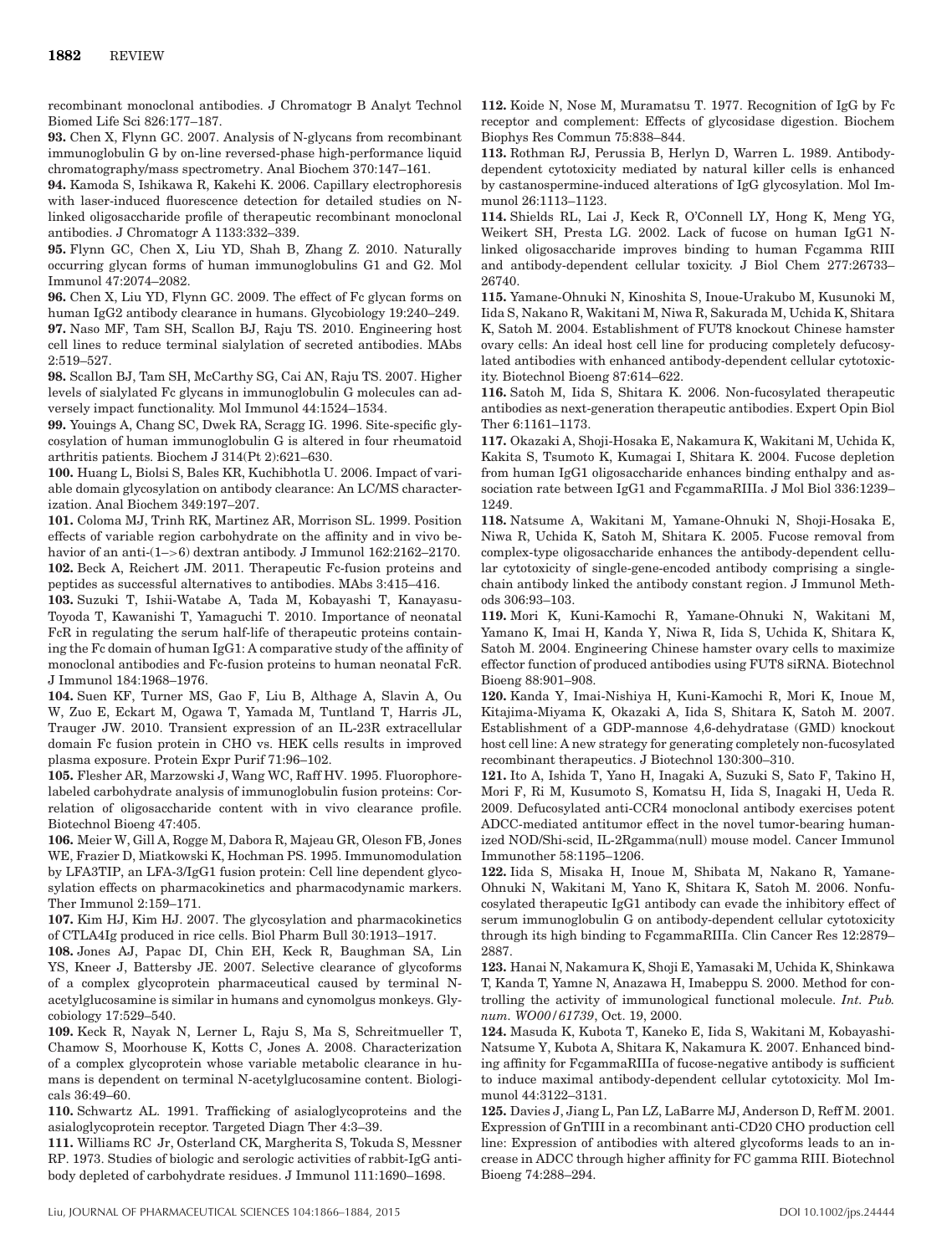recombinant monoclonal antibodies. J Chromatogr B Analyt Technol Biomed Life Sci 826:177–187.

**93.** Chen X, Flynn GC. 2007. Analysis of N-glycans from recombinant immunoglobulin G by on-line reversed-phase high-performance liquid chromatography/mass spectrometry. Anal Biochem 370:147–161.

**94.** Kamoda S, Ishikawa R, Kakehi K. 2006. Capillary electrophoresis with laser-induced fluorescence detection for detailed studies on N-linked oligosaccharide profile of therapeutic recombinant monoclonal antibodies. J Chromatogr A 1133:332–339.

**95.** Flynn GC, Chen X, Liu YD, Shah B, Zhang Z. 2010. Naturally occurring glycan forms of human immunoglobulins G1 and G2. Mol Immunol 47:2074–2082.

**96.** Chen X, Liu YD, Flynn GC. 2009. The effect of Fc glycan forms on human IgG2 antibody clearance in humans. Glycobiology 19:240–249.

**97.** Naso MF, Tam SH, Scallon BJ, Raju TS. 2010. Engineering host cell lines to reduce terminal sialylation of secreted antibodies. MAbs 2:519–527.

**98.** Scallon BJ, Tam SH, McCarthy SG, Cai AN, Raju TS. 2007. Higher levels of sialylated Fc glycans in immunoglobulin G molecules can adversely impact functionality. Mol Immunol 44:1524–1534.

**99.** Youings A, Chang SC, Dwek RA, Scragg IG. 1996. Site-specific glycosylation of human immunoglobulin G is altered in four rheumatoid arthritis patients. Biochem J 314(Pt 2):621–630.

**100.** Huang L, Biolsi S, Bales KR, Kuchibhotla U. 2006. Impact of variable domain glycosylation on antibody clearance: An LC/MS characterization. Anal Biochem 349:197–207.

**101.** Coloma MJ, Trinh RK, Martinez AR, Morrison SL. 1999. Position effects of variable region carbohydrate on the affinity and in vivo behavior of an anti-(1–>6) dextran antibody. J Immunol 162:2162–2170.

**102.** Beck A, Reichert JM. 2011. Therapeutic Fc-fusion proteins and peptides as successful alternatives to antibodies. MAbs 3:415–416.

**103.** Suzuki T, Ishii-Watabe A, Tada M, Kobayashi T, Kanayasu-Toyoda T, Kawanishi T, Yamaguchi T. 2010. Importance of neonatal FcR in regulating the serum half-life of therapeutic proteins containing the Fc domain of human IgG1: A comparative study of the affinity of monoclonal antibodies and Fc-fusion proteins to human neonatal FcR. J Immunol 184:1968–1976.

**104.** Suen KF, Turner MS, Gao F, Liu B, Althage A, Slavin A, Ou W, Zuo E, Eckart M, Ogawa T, Yamada M, Tuntland T, Harris JL, Trauger JW. 2010. Transient expression of an IL-23R extracellular domain Fc fusion protein in CHO vs. HEK cells results in improved plasma exposure. Protein Expr Purif 71:96–102.

**105.** Flesher AR, Marzowski J, Wang WC, Raff HV. 1995. Fluorophore-labeled carbohydrate analysis of immunoglobulin fusion proteins: Correlation of oligosaccharide content with in vivo clearance profile. Biotechnol Bioeng 47:405.

**106.** Meier W, Gill A, Rogge M, Dabora R, Majeau GR, Oleson FB, Jones WE, Frazier D, Miatkowski K, Hochman PS. 1995. Immunomodulation by LFA3TIP, an LFA-3/IgG1 fusion protein: Cell line dependent glycosylation effects on pharmacokinetics and pharmacodynamic markers. Ther Immunol 2:159–171.

**107.** Kim HJ, Kim HJ. 2007. The glycosylation and pharmacokinetics of CTLA4Ig produced in rice cells. Biol Pharm Bull 30:1913–1917.

**108.** Jones AJ, Papac DI, Chin EH, Keck R, Baughman SA, Lin YS, Kneer J, Battersby JE. 2007. Selective clearance of glycoforms of a complex glycoprotein pharmaceutical caused by terminal N-acetylglucosamine is similar in humans and cynomolgus monkeys. Glycobiology 17:529–540.

**109.** Keck R, Nayak N, Lerner L, Raju S, Ma S, Schreitmueller T, Chamow S, Moorhouse K, Kotts C, Jones A. 2008. Characterization of a complex glycoprotein whose variable metabolic clearance in humans is dependent on terminal N-acetylglucosamine content. Biologicals 36:49–60.

**110.** Schwartz AL. 1991. Trafficking of asialoglycoproteins and the asialoglycoprotein receptor. Targeted Diagn Ther 4:3–39.

**111.** Williams RC Jr, Osterland CK, Margherita S, Tokuda S, Messner RP. 1973. Studies of biologic and serologic activities of rabbit-IgG antibody depleted of carbohydrate residues. J Immunol 111:1690–1698.

**112.** Koide N, Nose M, Muramatsu T. 1977. Recognition of IgG by Fc receptor and complement: Effects of glycosidase digestion. Biochem Biophys Res Commun 75:838–844.

**113.** Rothman RJ, Perussia B, Herlyn D, Warren L. 1989. Antibody-dependent cytotoxicity mediated by natural killer cells is enhanced by castanospermine-induced alterations of IgG glycosylation. Mol Immunol 26:1113–1123.

**114.** Shields RL, Lai J, Keck R, O'Connell LY, Hong K, Meng YG, Weikert SH, Presta LG. 2002. Lack of fucose on human IgG1 N-linked oligosaccharide improves binding to human Fcgamma RIII and antibody-dependent cellular toxicity. J Biol Chem 277:26733–26740.

**115.** Yamane-Ohnuki N, Kinoshita S, Inoue-Urakubo M, Kusunoki M, Iida S, Nakano R, Wakitani M, Niwa R, Sakurada M, Uchida K, Shitara K, Satoh M. 2004. Establishment of FUT8 knockout Chinese hamster ovary cells: An ideal host cell line for producing completely defucosylated antibodies with enhanced antibody-dependent cellular cytotoxicity. Biotechnol Bioeng 87:614–622.

**116.** Satoh M, Iida S, Shitara K. 2006. Non-fucosylated therapeutic antibodies as next-generation therapeutic antibodies. Expert Opin Biol Ther 6:1161–1173.

**117.** Okazaki A, Shoji-Hosaka E, Nakamura K, Wakitani M, Uchida K, Kakita S, Tsumoto K, Kumagai I, Shitara K. 2004. Fucose depletion from human IgG1 oligosaccharide enhances binding enthalpy and association rate between IgG1 and FcgammaRIIIa. J Mol Biol 336:1239–1249.

**118.** Natsume A, Wakitani M, Yamane-Ohnuki N, Shoji-Hosaka E, Niwa R, Uchida K, Satoh M, Shitara K. 2005. Fucose removal from complex-type oligosaccharide enhances the antibody-dependent cellular cytotoxicity of single-gene-encoded antibody comprising a single-chain antibody linked the antibody constant region. J Immunol Methods 306:93–103.

**119.** Mori K, Kuni-Kamochi R, Yamane-Ohnuki N, Wakitani M, Yamano K, Imai H, Kanda Y, Niwa R, Iida S, Uchida K, Shitara K, Satoh M. 2004. Engineering Chinese hamster ovary cells to maximize effector function of produced antibodies using FUT8 siRNA. Biotechnol Bioeng 88:901–908.

**120.** Kanda Y, Imai-Nishiya H, Kuni-Kamochi R, Mori K, Inoue M, Kitajima-Miyama K, Okazaki A, Iida S, Shitara K, Satoh M. 2007. Establishment of a GDP-mannose 4,6-dehydratase (GMD) knockout host cell line: A new strategy for generating completely non-fucosylated recombinant therapeutics. J Biotechnol 130:300–310.

**121.** Ito A, Ishida T, Yano H, Inagaki A, Suzuki S, Sato F, Takino H, Mori F, Ri M, Kusumoto S, Komatsu H, Iida S, Inagaki H, Ueda R. 2009. Defucosylated anti-CCR4 monoclonal antibody exercises potent ADCC-mediated antitumor effect in the novel tumor-bearing humanized NOD/Shi-scid, IL-2Rgamma(null) mouse model. Cancer Immunol Immunother 58:1195–1206.

**122.** Iida S, Misaka H, Inoue M, Shibata M, Nakano R, Yamane-Ohnuki N, Wakitani M, Yano K, Shitara K, Satoh M. 2006. Nonfucosylated therapeutic IgG1 antibody can evade the inhibitory effect of serum immunoglobulin G on antibody-dependent cellular cytotoxicity through its high binding to FcgammaRIIIa. Clin Cancer Res 12:2879–2887.

**123.** Hanai N, Nakamura K, Shoji E, Yamasaki M, Uchida K, Shinkawa T, Kanda T, Yamne N, Anazawa H, Imabeppu S. 2000. Method for controlling the activity of immunological functional molecule. *Int. Pub. num. WO00/61739*, Oct. 19, 2000.

**124.** Masuda K, Kubota T, Kaneko E, Iida S, Wakitani M, Kobayashi-Natsume Y, Kubota A, Shitara K, Nakamura K. 2007. Enhanced binding affinity for FcgammaRIIIa of fucose-negative antibody is sufficient to induce maximal antibody-dependent cellular cytotoxicity. Mol Immunol 44:3122–3131.

**125.** Davies J, Jiang L, Pan LZ, LaBarre MJ, Anderson D, Reff M. 2001. Expression of GnTIII in a recombinant anti-CD20 CHO production cell line: Expression of antibodies with altered glycoforms leads to an increase in ADCC through higher affinity for FC gamma RIII. Biotechnol Bioeng 74:288–294.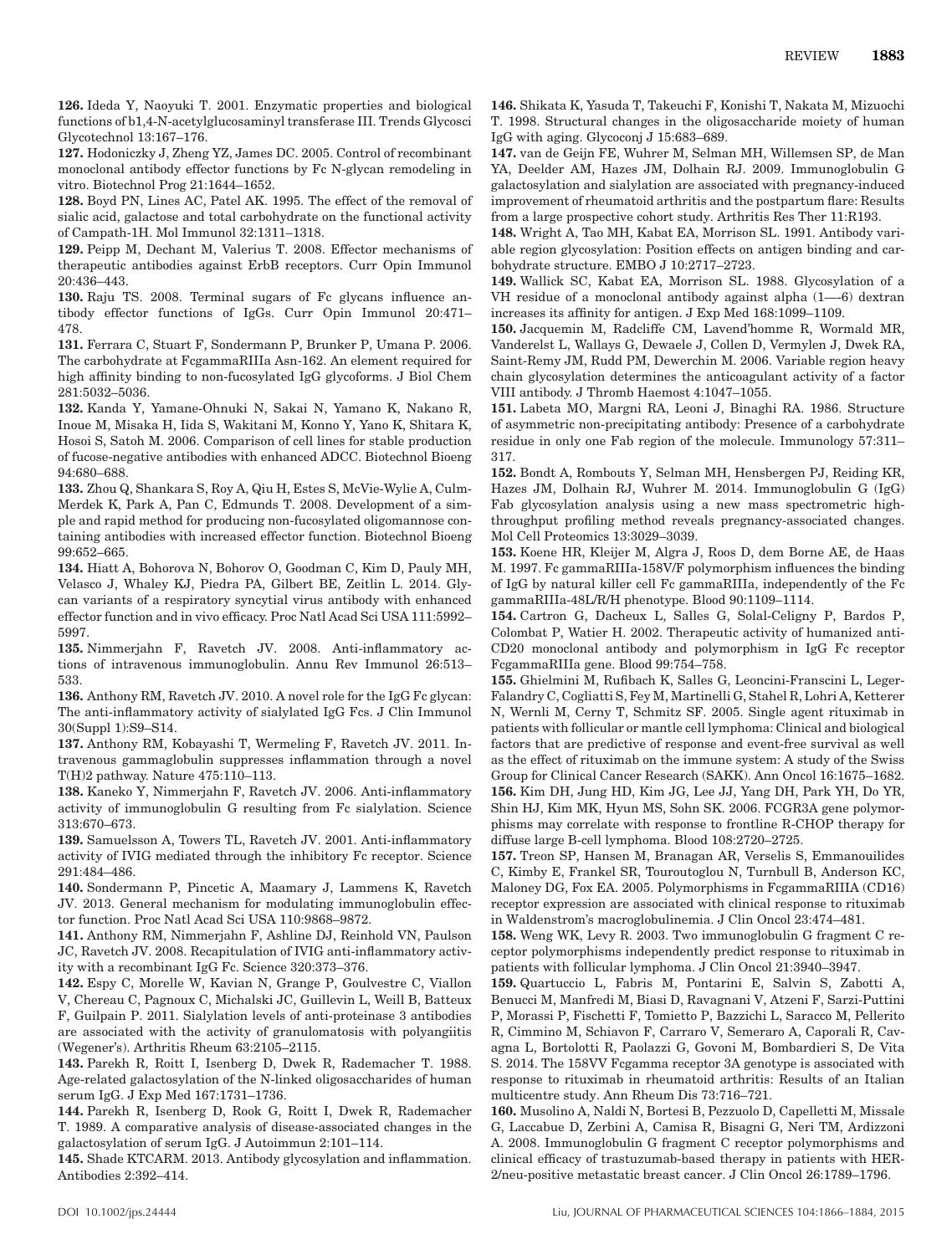**126.** Ideda Y, Naoyuki T. 2001. Enzymatic properties and biological functions of b1,4-N-acetylglucosaminyl transferase III. Trends Glycosci Glycotechnol 13:167–176.

**127.** Hodoniczky J, Zheng YZ, James DC. 2005. Control of recombinant monoclonal antibody effector functions by Fc N-glycan remodeling in vitro. Biotechnol Prog 21:1644–1652.

**128.** Boyd PN, Lines AC, Patel AK. 1995. The effect of the removal of sialic acid, galactose and total carbohydrate on the functional activity of Campath-1H. Mol Immunol 32:1311–1318.

**129.** Peipp M, Dechant M, Valerius T. 2008. Effector mechanisms of therapeutic antibodies against ErbB receptors. Curr Opin Immunol 20:436–443.

**130.** Raju TS. 2008. Terminal sugars of Fc glycans influence antibody effector functions of IgGs. Curr Opin Immunol 20:471–478.

**131.** Ferrara C, Stuart F, Sondermann P, Brunker P, Umana P. 2006. The carbohydrate at FcgammaRIIIa Asn-162. An element required for high affinity binding to non-fucosylated IgG glycoforms. J Biol Chem 281:5032–5036.

**132.** Kanda Y, Yamane-Ohnuki N, Sakai N, Yamano K, Nakano R, Inoue M, Misaka H, Iida S, Wakitani M, Konno Y, Yano K, Shitara K, Hosoi S, Satoh M. 2006. Comparison of cell lines for stable production of fucose-negative antibodies with enhanced ADCC. Biotechnol Bioeng 94:680–688.

**133.** Zhou Q, Shankara S, Roy A, Qiu H, Estes S, McVie-Wylie A, Culm-Merdek K, Park A, Pan C, Edmunds T. 2008. Development of a simple and rapid method for producing non-fucosylated oligomannose containing antibodies with increased effector function. Biotechnol Bioeng 99:652–665.

**134.** Hiatt A, Bohorova N, Bohorov O, Goodman C, Kim D, Pauly MH, Velasco J, Whaley KJ, Piedra PA, Gilbert BE, Zeitlin L. 2014. Glycan variants of a respiratory syncytial virus antibody with enhanced effector function and in vivo efficacy. Proc Natl Acad Sci USA 111:5992–5997.

**135.** Nimmerjahn F, Ravetch JV. 2008. Anti-inflammatory actions of intravenous immunoglobulin. Annu Rev Immunol 26:513–533.

**136.** Anthony RM, Ravetch JV. 2010. A novel role for the IgG Fc glycan: The anti-inflammatory activity of sialylated IgG Fcs. J Clin Immunol 30(Suppl 1):S9–S14.

**137.** Anthony RM, Kobayashi T, Wermeling F, Ravetch JV. 2011. Intravenous gammaglobulin suppresses inflammation through a novel T(H)2 pathway. Nature 475:110–113.

**138.** Kaneko Y, Nimmerjahn F, Ravetch JV. 2006. Anti-inflammatory activity of immunoglobulin G resulting from Fc sialylation. Science 313:670–673.

**139.** Samuelsson A, Towers TL, Ravetch JV. 2001. Anti-inflammatory activity of IVIG mediated through the inhibitory Fc receptor. Science 291:484–486.

**140.** Sondermann P, Pincetic A, Maamary J, Lammens K, Ravetch JV. 2013. General mechanism for modulating immunoglobulin effector function. Proc Natl Acad Sci USA 110:9868–9872.

**141.** Anthony RM, Nimmerjahn F, Ashline DJ, Reinhold VN, Paulson JC, Ravetch JV. 2008. Recapitulation of IVIG anti-inflammatory activity with a recombinant IgG Fc. Science 320:373–376.

**142.** Espy C, Morelle W, Kavian N, Grange P, Goulvestre C, Viallon V, Chereau C, Pagnoux C, Michalski JC, Guillevin L, Weill B, Batteux F, Guilpain P. 2011. Sialylation levels of anti-proteinase 3 antibodies are associated with the activity of granulomatosis with polyangiitis (Wegener's). Arthritis Rheum 63:2105–2115.

**143.** Parekh R, Roitt I, Isenberg D, Dwek R, Rademacher T. 1988. Age-related galactosylation of the N-linked oligosaccharides of human serum IgG. J Exp Med 167:1731–1736.

**144.** Parekh R, Isenberg D, Rook G, Roitt I, Dwek R, Rademacher T. 1989. A comparative analysis of disease-associated changes in the galactosylation of serum IgG. J Autoimmun 2:101–114.

**145.** Shade KTCARM. 2013. Antibody glycosylation and inflammation. Antibodies 2:392–414.

**146.** Shikata K, Yasuda T, Takeuchi F, Konishi T, Nakata M, Mizuochi T. 1998. Structural changes in the oligosaccharide moiety of human IgG with aging. Glycoconj J 15:683–689.

**147.** van de Geijn FE, Wuhrer M, Selman MH, Willemsen SP, de Man YA, Deelder AM, Hazes JM, Dolhain RJ. 2009. Immunoglobulin G galactosylation and sialylation are associated with pregnancy-induced improvement of rheumatoid arthritis and the postpartum flare: Results from a large prospective cohort study. Arthritis Res Ther 11:R193.

**148.** Wright A, Tao MH, Kabat EA, Morrison SL. 1991. Antibody variable region glycosylation: Position effects on antigen binding and carbohydrate structure. EMBO J 10:2717–2723.

**149.** Wallick SC, Kabat EA, Morrison SL. 1988. Glycosylation of a VH residue of a monoclonal antibody against alpha (1—6) dextran increases its affinity for antigen. J Exp Med 168:1099–1109.

**150.** Jacquemin M, Radcliffe CM, Lavend'homme R, Wormald MR, Vanderelst L, Wallays G, Dewaele J, Collen D, Vermylen J, Dwek RA, Saint-Remy JM, Rudd PM, Dewerchin M. 2006. Variable region heavy chain glycosylation determines the anticoagulant activity of a factor VIII antibody. J Thromb Haemost 4:1047–1055.

**151.** Labeta MO, Margni RA, Leoni J, Binaghi RA. 1986. Structure of asymmetric non-precipitating antibody: Presence of a carbohydrate residue in only one Fab region of the molecule. Immunology 57:311–317.

**152.** Bondt A, Rombouts Y, Selman MH, Hensbergen PJ, Reiding KR, Hazes JM, Dolhain RJ, Wuhrer M. 2014. Immunoglobulin G (IgG) Fab glycosylation analysis using a new mass spectrometric high-throughput profiling method reveals pregnancy-associated changes. Mol Cell Proteomics 13:3029–3039.

**153.** Koene HR, Kleijer M, Algra J, Roos D, dem Borne AE, de Haas M. 1997. Fc gammaRIIIa-158V/F polymorphism influences the binding of IgG by natural killer cell Fc gammaRIIIa, independently of the Fc gammaRIIIa-48L/R/H phenotype. Blood 90:1109–1114.

**154.** Cartron G, Dacheux L, Salles G, Solal-Celigny P, Bardos P, Colombat P, Watier H. 2002. Therapeutic activity of humanized anti-CD20 monoclonal antibody and polymorphism in IgG Fc receptor FcgammaRIIIa gene. Blood 99:754–758.

**155.** Ghielmini M, Rufibach K, Salles G, Leoncini-Franscini L, Leger-Falandry C, Cogliatti S, Fey M, Martinelli G, Stahel R, Lohri A, Ketterer N, Wernli M, Cerny T, Schmitz SF. 2005. Single agent rituximab in patients with follicular or mantle cell lymphoma: Clinical and biological factors that are predictive of response and event-free survival as well as the effect of rituximab on the immune system: A study of the Swiss Group for Clinical Cancer Research (SAKK). Ann Oncol 16:1675–1682.

**156.** Kim DH, Jung HD, Kim JG, Lee JJ, Yang DH, Park YH, Do YR, Shin HJ, Kim MK, Hyun MS, Sohn SK. 2006. FCGR3A gene polymorphisms may correlate with response to frontline R-CHOP therapy for diffuse large B-cell lymphoma. Blood 108:2720–2725.

**157.** Treon SP, Hansen M, Branagan AR, Verselis S, Emmanouilides C, Kimby E, Frankel SR, Touroutoglou N, Turnbull B, Anderson KC, Maloney DG, Fox EA. 2005. Polymorphisms in FcgammaRIIIA (CD16) receptor expression are associated with clinical response to rituximab in Waldenstrom's macroglobulinemia. J Clin Oncol 23:474–481.

**158.** Weng WK, Levy R. 2003. Two immunoglobulin G fragment C receptor polymorphisms independently predict response to rituximab in patients with follicular lymphoma. J Clin Oncol 21:3940–3947.

**159.** Quartuccio L, Fabris M, Pontarini E, Salvin S, Zabotti A, Benucci M, Manfredi M, Biasi D, Ravagnani V, Atzeni F, Sarzi-Puttini P, Morassi P, Fischetti F, Tomietto P, Bazzichi L, Saracco M, Pellerito R, Cimmino M, Schiavon F, Carraro V, Semeraro A, Caporali R, Cavagna L, Bortolotti R, Paolazzi G, Govoni M, Bombardieri S, De Vita S. 2014. The 158VV Fcgamma receptor 3A genotype is associated with response to rituximab in rheumatoid arthritis: Results of an Italian multicentre study. Ann Rheum Dis 73:716–721.

**160.** Musolino A, Naldi N, Bortesi B, Pezzuolo D, Capelletti M, Missale G, Laccabue D, Zerbini A, Camisa R, Bisagni G, Neri TM, Ardizzoni A. 2008. Immunoglobulin G fragment C receptor polymorphisms and clinical efficacy of trastuzumab-based therapy in patients with HER-2/neu-positive metastatic breast cancer. J Clin Oncol 26:1789–1796.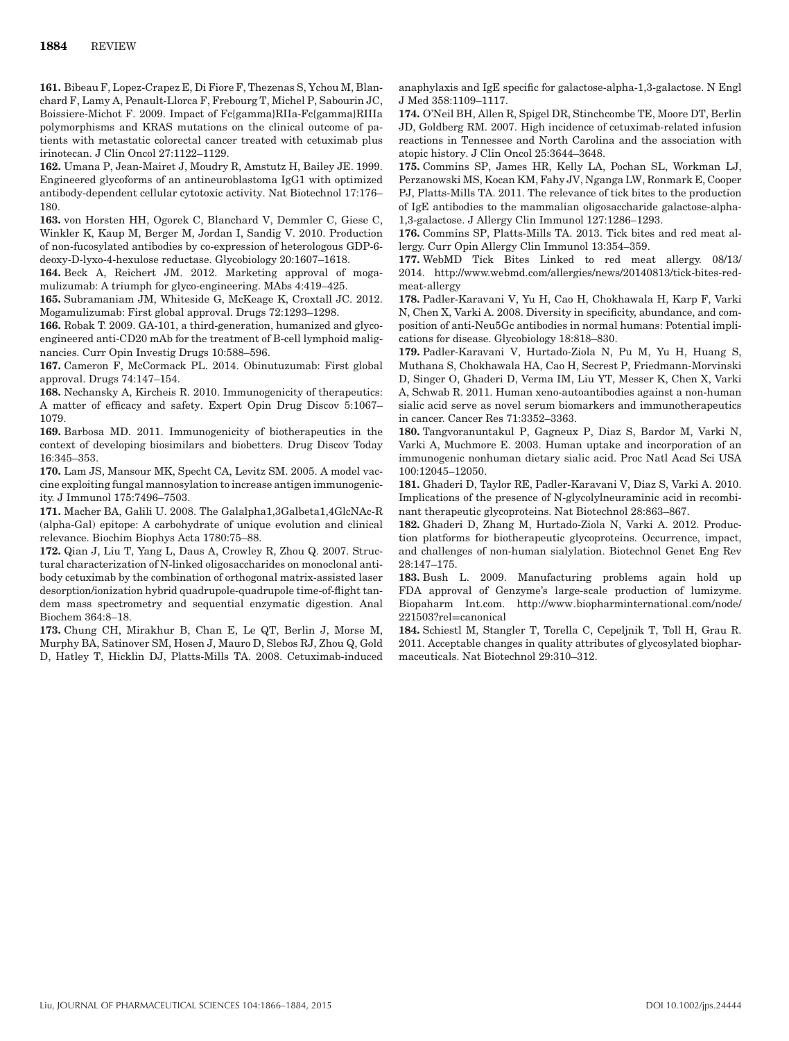**161.** Bibeau F, Lopez-Crapez E, Di Fiore F, Thezenas S, Ychou M, Blanchard F, Lamy A, Penault-Llorca F, Frebourg T, Michel P, Sabourin JC, Boissiere-Michot F. 2009. Impact of Fc{gamma}RIIa-Fc{gamma}RIIIa polymorphisms and KRAS mutations on the clinical outcome of patients with metastatic colorectal cancer treated with cetuximab plus irinotecan. J Clin Oncol 27:1122–1129.

**162.** Umana P, Jean-Mairet J, Moudry R, Amstutz H, Bailey JE. 1999. Engineered glycoforms of an antineuroblastoma IgG1 with optimized antibody-dependent cellular cytotoxic activity. Nat Biotechnol 17:176–180.

**163.** von Horsten HH, Ogorek C, Blanchard V, Demmler C, Giese C, Winkler K, Kaup M, Berger M, Jordan I, Sandig V. 2010. Production of non-fucosylated antibodies by co-expression of heterologous GDP-6-deoxy-D-lyxo-4-hexulose reductase. Glycobiology 20:1607–1618.

**164.** Beck A, Reichert JM. 2012. Marketing approval of mogamulizumab: A triumph for glyco-engineering. MAbs 4:419–425.

**165.** Subramaniam JM, Whiteside G, McKeage K, Croxtall JC. 2012. Mogamulizumab: First global approval. Drugs 72:1293–1298.

**166.** Robak T. 2009. GA-101, a third-generation, humanized and glycoengineered anti-CD20 mAb for the treatment of B-cell lymphoid malignancies. Curr Opin Investig Drugs 10:588–596.

**167.** Cameron F, McCormack PL. 2014. Obinutuzumab: First global approval. Drugs 74:147–154.

**168.** Nechansky A, Kircheis R. 2010. Immunogenicity of therapeutics: A matter of efficacy and safety. Expert Opin Drug Discov 5:1067–1079.

**169.** Barbosa MD. 2011. Immunogenicity of biotherapeutics in the context of developing biosimilars and biobetters. Drug Discov Today 16:345–353.

**170.** Lam JS, Mansour MK, Specht CA, Levitz SM. 2005. A model vaccine exploiting fungal mannosylation to increase antigen immunogenicity. J Immunol 175:7496–7503.

**171.** Macher BA, Galili U. 2008. The Galalpha1,3Galbeta1,4GlcNAc-R (alpha-Gal) epitope: A carbohydrate of unique evolution and clinical relevance. Biochim Biophys Acta 1780:75–88.

**172.** Qian J, Liu T, Yang L, Daus A, Crowley R, Zhou Q. 2007. Structural characterization of N-linked oligosaccharides on monoclonal antibody cetuximab by the combination of orthogonal matrix-assisted laser desorption/ionization hybrid quadrupole-quadrupole time-of-flight tandem mass spectrometry and sequential enzymatic digestion. Anal Biochem 364:8–18.

**173.** Chung CH, Mirakhur B, Chan E, Le QT, Berlin J, Morse M, Murphy BA, Satinover SM, Hosen J, Mauro D, Slebos RJ, Zhou Q, Gold D, Hatley T, Hicklin DJ, Platts-Mills TA. 2008. Cetuximab-induced anaphylaxis and IgE specific for galactose-alpha-1,3-galactose. N Engl J Med 358:1109–1117.

**174.** O'Neil BH, Allen R, Spigel DR, Stinchcombe TE, Moore DT, Berlin JD, Goldberg RM. 2007. High incidence of cetuximab-related infusion reactions in Tennessee and North Carolina and the association with atopic history. J Clin Oncol 25:3644–3648.

**175.** Commins SP, James HR, Kelly LA, Pochan SL, Workman LJ, Perzanowski MS, Kocan KM, Fahy JV, Nganga LW, Ronmark E, Cooper PJ, Platts-Mills TA. 2011. The relevance of tick bites to the production of IgE antibodies to the mammalian oligosaccharide galactose-alpha-1,3-galactose. J Allergy Clin Immunol 127:1286–1293.

**176.** Commins SP, Platts-Mills TA. 2013. Tick bites and red meat allergy. Curr Opin Allergy Clin Immunol 13:354–359.

**177.** WebMD Tick Bites Linked to red meat allergy. 08/13/2014. http://www.webmd.com/allergies/news/20140813/tick-bites-red-meat-allergy

**178.** Padler-Karavani V, Yu H, Cao H, Chokhawala H, Karp F, Varki N, Chen X, Varki A. 2008. Diversity in specificity, abundance, and composition of anti-Neu5Gc antibodies in normal humans: Potential implications for disease. Glycobiology 18:818–830.

**179.** Padler-Karavani V, Hurtado-Ziola N, Pu M, Yu H, Huang S, Muthana S, Chokhawala HA, Cao H, Secrest P, Friedmann-Morvinski D, Singer O, Ghaderi D, Verma IM, Liu YT, Messer K, Chen X, Varki A, Schwab R. 2011. Human xeno-autoantibodies against a non-human sialic acid serve as novel serum biomarkers and immunotherapeutics in cancer. Cancer Res 71:3352–3363.

**180.** Tangvoranuntakul P, Gagneux P, Diaz S, Bardor M, Varki N, Varki A, Muchmore E. 2003. Human uptake and incorporation of an immunogenic nonhuman dietary sialic acid. Proc Natl Acad Sci USA 100:12045–12050.

**181.** Ghaderi D, Taylor RE, Padler-Karavani V, Diaz S, Varki A. 2010. Implications of the presence of N-glycolylneuraminic acid in recombinant therapeutic glycoproteins. Nat Biotechnol 28:863–867.

**182.** Ghaderi D, Zhang M, Hurtado-Ziola N, Varki A. 2012. Production platforms for biotherapeutic glycoproteins. Occurrence, impact, and challenges of non-human sialylation. Biotechnol Genet Eng Rev 28:147–175.

**183.** Bush L. 2009. Manufacturing problems again hold up FDA approval of Genzyme's large-scale production of lumizyme. Biopaharm Int.com. http://www.biopharminternational.com/node/221503?rel=canonical

**184.** Schiestl M, Stangler T, Torella C, Cepeljnik T, Toll H, Grau R. 2011. Acceptable changes in quality attributes of glycosylated biopharmaceuticals. Nat Biotechnol 29:310–312.